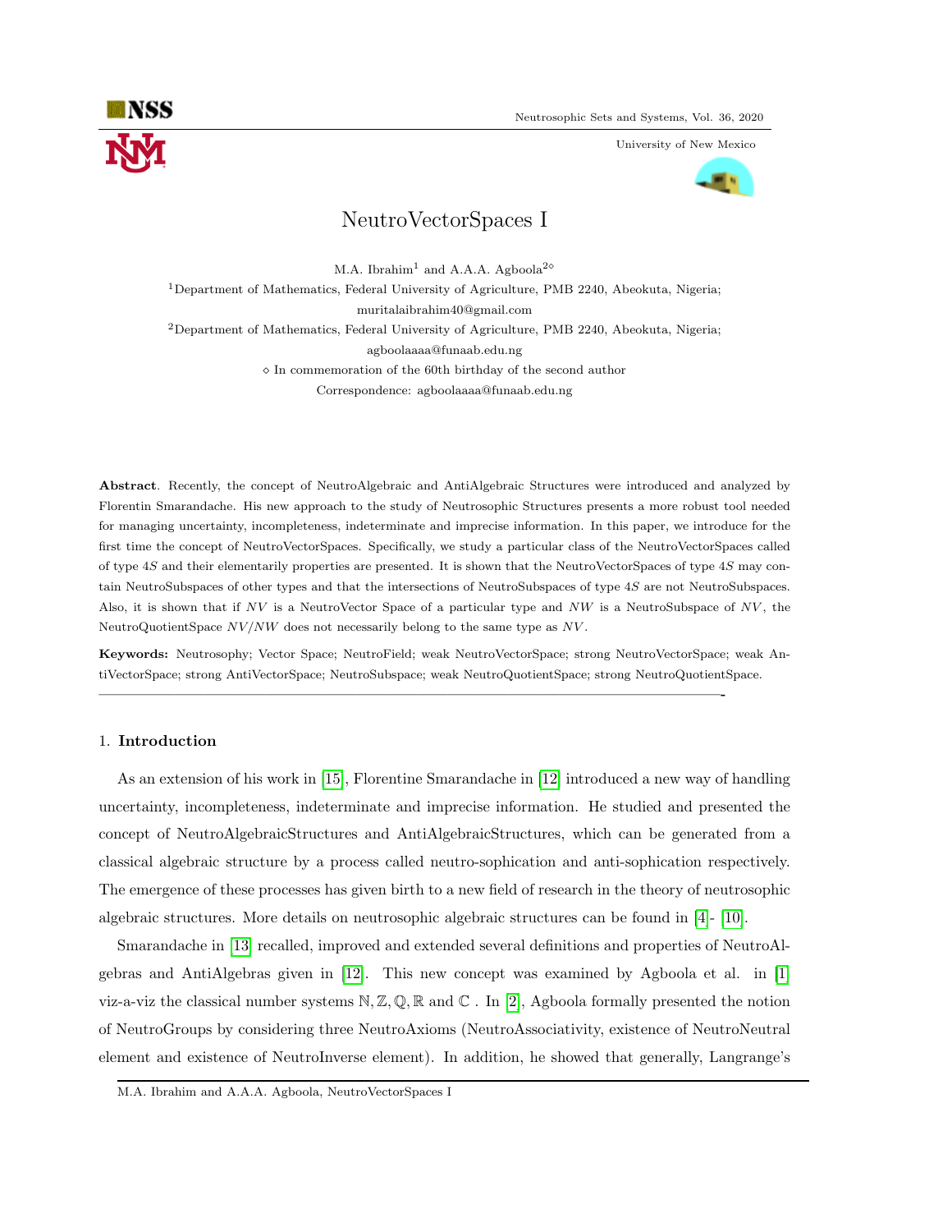# NeutroVectorSpaces I

M.A. Ibrahim[1] and A.A.A. Agboola[2◇]

[1]Department of Mathematics, Federal University of Agriculture, PMB 2240, Abeokuta, Nigeria; muritalaibrahim40@gmail.com

[2]Department of Mathematics, Federal University of Agriculture, PMB 2240, Abeokuta, Nigeria; agboolaaaa@funaab.edu.ng

◇ In commemoration of the 60th birthday of the second author

Correspondence: agboolaaaa@funaab.edu.ng

**Abstract**. Recently, the concept of NeutroAlgebraic and AntiAlgebraic Structures were introduced and analyzed by Florentin Smarandache. His new approach to the study of Neutrosophic Structures presents a more robust tool needed for managing uncertainty, incompleteness, indeterminate and imprecise information. In this paper, we introduce for the first time the concept of NeutroVectorSpaces. Specifically, we study a particular class of the NeutroVectorSpaces called of type $4S$ and their elementarily properties are presented. It is shown that the NeutroVectorSpaces of type $4S$ may contain NeutroSubspaces of other types and that the intersections of NeutroSubspaces of type $4S$ are not NeutroSubspaces. Also, it is shown that if $NV$ is a NeutroVector Space of a particular type and $NW$ is a NeutroSubspace of $NV$, the NeutroQuotientSpace $NV/NW$ does not necessarily belong to the same type as $NV$.

**Keywords:** Neutrosophy; Vector Space; NeutroField; weak NeutroVectorSpace; strong NeutroVectorSpace; weak AntiVectorSpace; strong AntiVectorSpace; NeutroSubspace; weak NeutroQuotientSpace; strong NeutroQuotientSpace.

---

## 1. Introduction

As an extension of his work in [15], Florentine Smarandache in [12] introduced a new way of handling uncertainty, incompleteness, indeterminate and imprecise information. He studied and presented the concept of NeutroAlgebraicStructures and AntiAlgebraicStructures, which can be generated from a classical algebraic structure by a process called neutro-sophication and anti-sophication respectively. The emergence of these processes has given birth to a new field of research in the theory of neutrosophic algebraic structures. More details on neutrosophic algebraic structures can be found in [4]- [10].

Smarandache in [13] recalled, improved and extended several definitions and properties of NeutroAlgebras and AntiAlgebras given in [12]. This new concept was examined by Agboola et al. in [1] viz-a-viz the classical number systems $\mathbb{N}, \mathbb{Z}, \mathbb{Q}, \mathbb{R}$ and $\mathbb{C}$ . In [2], Agboola formally presented the notion of NeutroGroups by considering three NeutroAxioms (NeutroAssociativity, existence of NeutroNeutral element and existence of NeutroInverse element). In addition, he showed that generally, Langrange's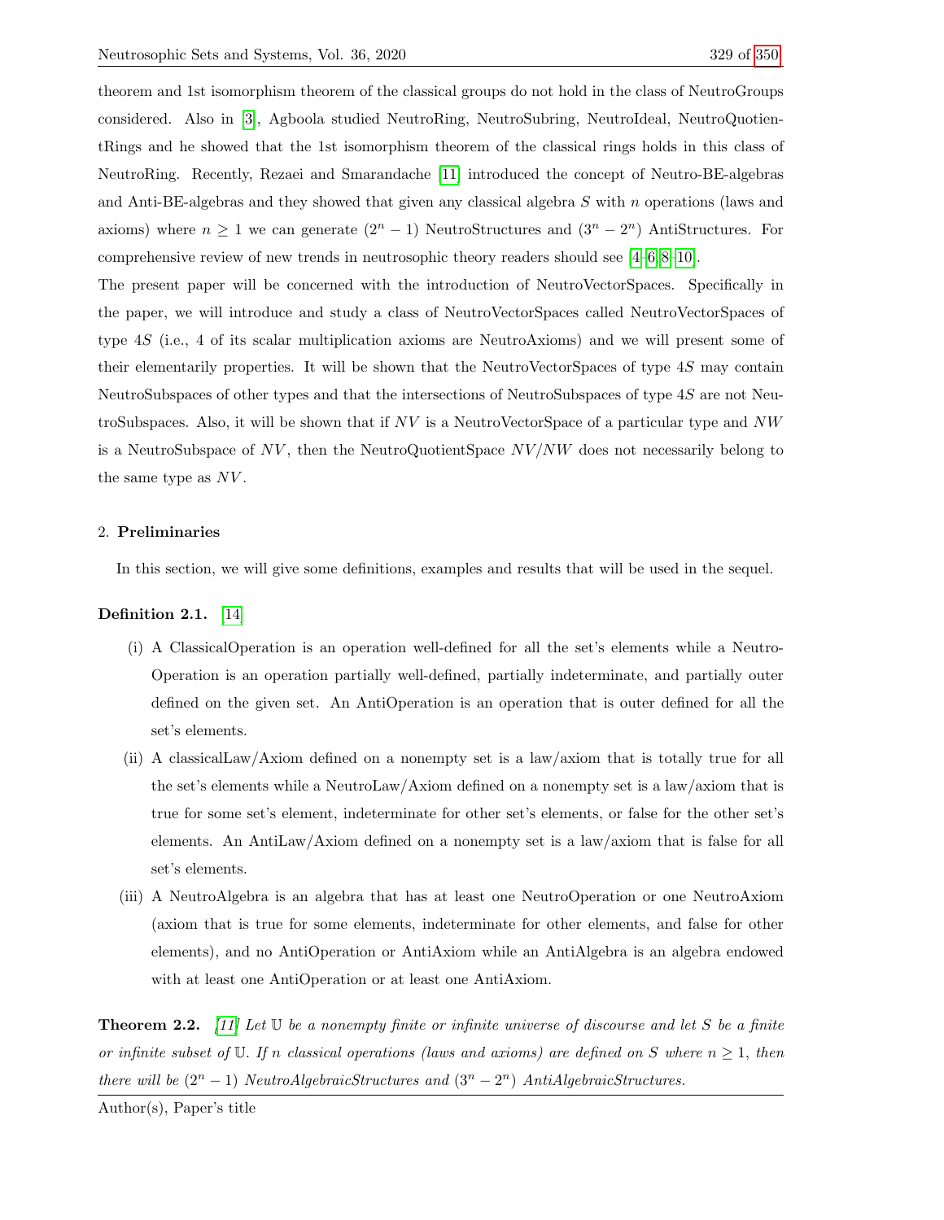theorem and 1st isomorphism theorem of the classical groups do not hold in the class of NeutroGroups considered. Also in [3], Agboola studied NeutroRing, NeutroSubring, NeutroIdeal, NeutroQuotientRings and he showed that the 1st isomorphism theorem of the classical rings holds in this class of NeutroRing. Recently, Rezaei and Smarandache [11] introduced the concept of Neutro-BE-algebras and Anti-BE-algebras and they showed that given any classical algebra $S$ with $n$ operations (laws and axioms) where $n \geq 1$ we can generate $(2^n - 1)$ NeutroStructures and $(3^n - 2^n)$ AntiStructures. For comprehensive review of new trends in neutrosophic theory readers should see [4–6, 8–10].

The present paper will be concerned with the introduction of NeutroVectorSpaces. Specifically in the paper, we will introduce and study a class of NeutroVectorSpaces called NeutroVectorSpaces of type $4S$ (i.e., 4 of its scalar multiplication axioms are NeutroAxioms) and we will present some of their elementarily properties. It will be shown that the NeutroVectorSpaces of type $4S$ may contain NeutroSubspaces of other types and that the intersections of NeutroSubspaces of type $4S$ are not NeutroSubspaces. Also, it will be shown that if $NV$ is a NeutroVectorSpace of a particular type and $NW$ is a NeutroSubspace of $NV$, then the NeutroQuotientSpace $NV/NW$ does not necessarily belong to the same type as $NV$.

## 2. Preliminaries

In this section, we will give some definitions, examples and results that will be used in the sequel.

**Definition 2.1.** [14]

(i) A ClassicalOperation is an operation well-defined for all the set's elements while a NeutroOperation is an operation partially well-defined, partially indeterminate, and partially outer defined on the given set. An AntiOperation is an operation that is outer defined for all the set's elements.

(ii) A classicalLaw/Axiom defined on a nonempty set is a law/axiom that is totally true for all the set's elements while a NeutroLaw/Axiom defined on a nonempty set is a law/axiom that is true for some set's element, indeterminate for other set's elements, or false for the other set's elements. An AntiLaw/Axiom defined on a nonempty set is a law/axiom that is false for all set's elements.

(iii) A NeutroAlgebra is an algebra that has at least one NeutroOperation or one NeutroAxiom (axiom that is true for some elements, indeterminate for other elements, and false for other elements), and no AntiOperation or AntiAxiom while an AntiAlgebra is an algebra endowed with at least one AntiOperation or at least one AntiAxiom.

**Theorem 2.2.** *[11] Let $\mathbb{U}$ be a nonempty finite or infinite universe of discourse and let $S$ be a finite or infinite subset of $\mathbb{U}$. If $n$ classical operations (laws and axioms) are defined on $S$ where $n \geq 1$, then there will be $(2^n - 1)$ NeutroAlgebraicStructures and $(3^n - 2^n)$ AntiAlgebraicStructures.*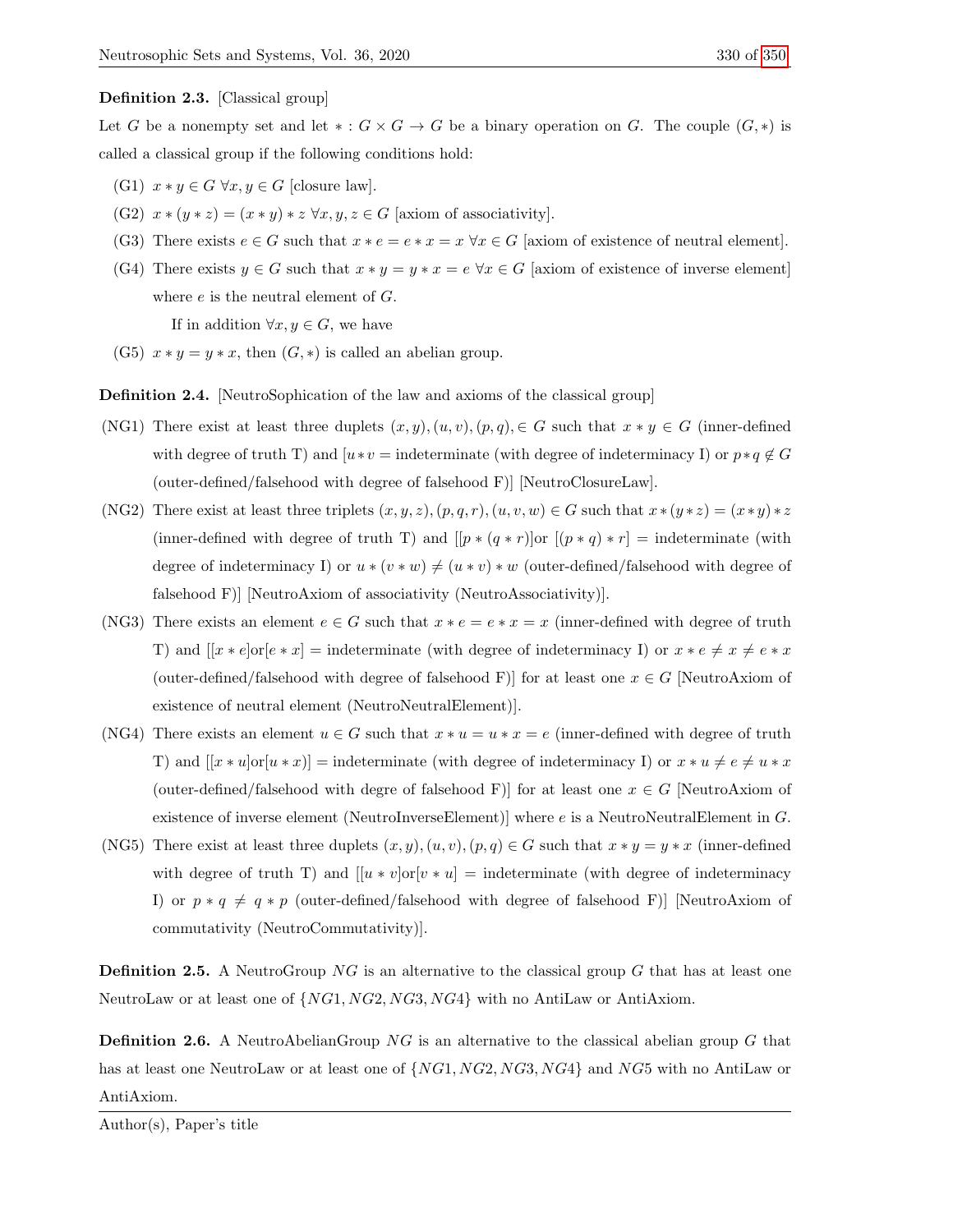**Definition 2.3.** [Classical group]

Let $G$ be a nonempty set and let $* : G \times G \to G$ be a binary operation on $G$. The couple $(G, *)$ is called a classical group if the following conditions hold:

(G1) $x * y \in G \; \forall x, y \in G$ [closure law].

(G2) $x * (y * z) = (x * y) * z \; \forall x, y, z \in G$ [axiom of associativity].

(G3) There exists $e \in G$ such that $x * e = e * x = x \; \forall x \in G$ [axiom of existence of neutral element].

(G4) There exists $y \in G$ such that $x * y = y * x = e \; \forall x \in G$ [axiom of existence of inverse element] where $e$ is the neutral element of $G$.

If in addition $\forall x, y \in G$, we have

(G5) $x * y = y * x$, then $(G, *)$ is called an abelian group.

**Definition 2.4.** [NeutroSophication of the law and axioms of the classical group]

(NG1) There exist at least three duplets $(x, y), (u, v), (p, q), \in G$ such that $x * y \in G$ (inner-defined with degree of truth T) and [$u * v =$ indeterminate (with degree of indeterminacy I) or $p * q \notin G$ (outer-defined/falsehood with degree of falsehood F)] [NeutroClosureLaw].

(NG2) There exist at least three triplets $(x, y, z), (p, q, r), (u, v, w) \in G$ such that $x * (y * z) = (x * y) * z$ (inner-defined with degree of truth T) and [[$p * (q * r)$]or [$(p * q) * r$] = indeterminate (with degree of indeterminacy I) or $u * (v * w) \neq (u * v) * w$ (outer-defined/falsehood with degree of falsehood F)] [NeutroAxiom of associativity (NeutroAssociativity)].

(NG3) There exists an element $e \in G$ such that $x * e = e * x = x$ (inner-defined with degree of truth T) and [[$x * e$]or[$e * x$] = indeterminate (with degree of indeterminacy I) or $x * e \neq x \neq e * x$ (outer-defined/falsehood with degree of falsehood F)] for at least one $x \in G$ [NeutroAxiom of existence of neutral element (NeutroNeutralElement)].

(NG4) There exists an element $u \in G$ such that $x * u = u * x = e$ (inner-defined with degree of truth T) and [[$x * u$]or[$u * x$)] = indeterminate (with degree of indeterminacy I) or $x * u \neq e \neq u * x$ (outer-defined/falsehood with degre of falsehood F)] for at least one $x \in G$ [NeutroAxiom of existence of inverse element (NeutroInverseElement)] where $e$ is a NeutroNeutralElement in $G$.

(NG5) There exist at least three duplets $(x, y), (u, v), (p, q) \in G$ such that $x * y = y * x$ (inner-defined with degree of truth T) and [[$u * v$]or[$v * u$] = indeterminate (with degree of indeterminacy I) or $p * q \neq q * p$ (outer-defined/falsehood with degree of falsehood F)] [NeutroAxiom of commutativity (NeutroCommutativity)].

**Definition 2.5.** A NeutroGroup $NG$ is an alternative to the classical group $G$ that has at least one NeutroLaw or at least one of $\{NG1, NG2, NG3, NG4\}$ with no AntiLaw or AntiAxiom.

**Definition 2.6.** A NeutroAbelianGroup $NG$ is an alternative to the classical abelian group $G$ that has at least one NeutroLaw or at least one of $\{NG1, NG2, NG3, NG4\}$ and $NG5$ with no AntiLaw or AntiAxiom.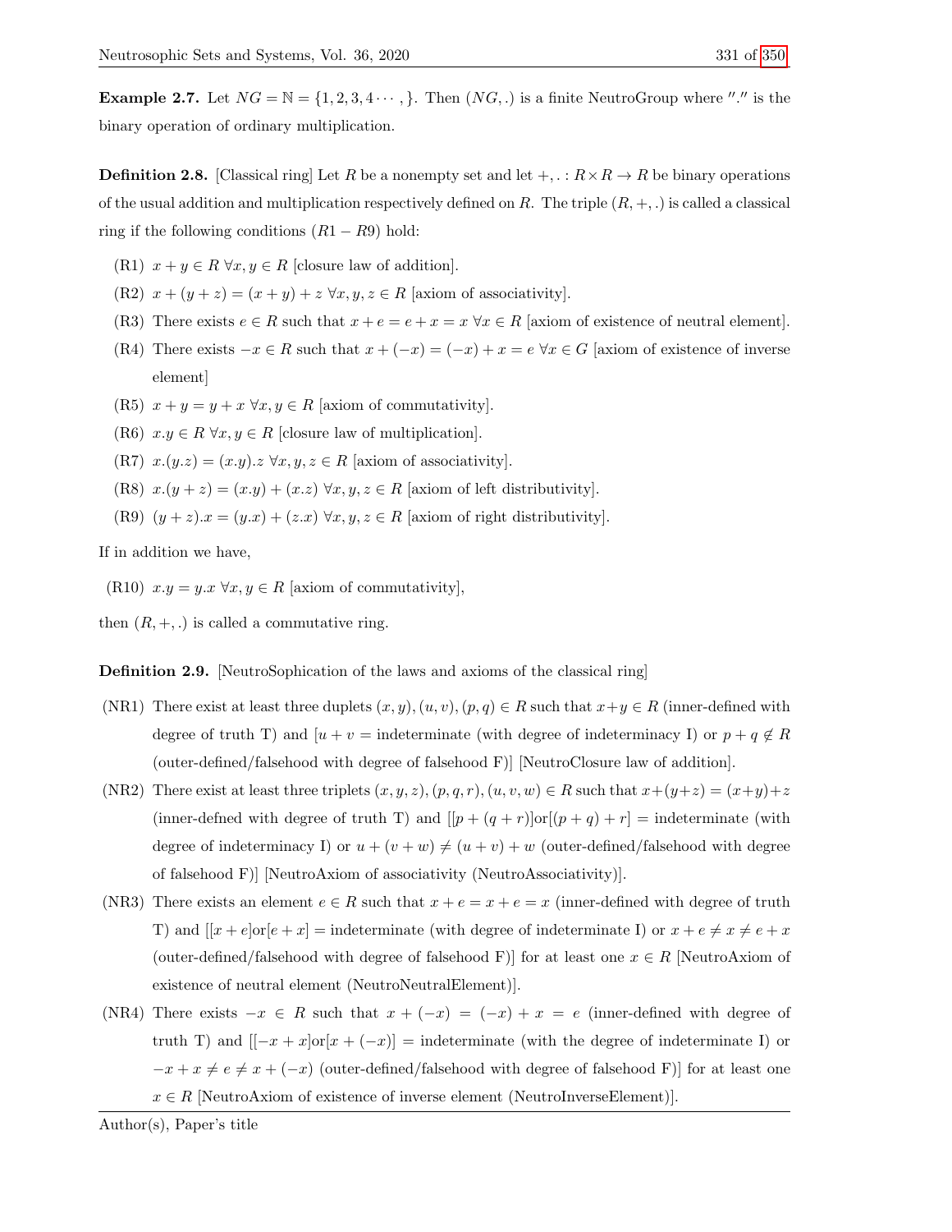**Example 2.7.** Let $NG = \mathbb{N} = \{1, 2, 3, 4 \cdots, \}$. Then $(NG, .)$ is a finite NeutroGroup where $''.''$ is the binary operation of ordinary multiplication.

**Definition 2.8.** [Classical ring] Let $R$ be a nonempty set and let $+, . : R \times R \to R$ be binary operations of the usual addition and multiplication respectively defined on $R$. The triple $(R, +, .)$ is called a classical ring if the following conditions $(R1 - R9)$ hold:

- (R1) $x + y \in R \ \forall x, y \in R$ [closure law of addition].
- (R2) $x + (y + z) = (x + y) + z \ \forall x, y, z \in R$ [axiom of associativity].
- (R3) There exists $e \in R$ such that $x + e = e + x = x \ \forall x \in R$ [axiom of existence of neutral element].
- (R4) There exists $-x \in R$ such that $x + (-x) = (-x) + x = e \ \forall x \in G$ [axiom of existence of inverse element]
- (R5) $x + y = y + x \ \forall x, y \in R$ [axiom of commutativity].
- (R6) $x.y \in R \ \forall x, y \in R$ [closure law of multiplication].
- (R7) $x.(y.z) = (x.y).z \ \forall x, y, z \in R$ [axiom of associativity].
- (R8) $x.(y + z) = (x.y) + (x.z) \ \forall x, y, z \in R$ [axiom of left distributivity].
- (R9) $(y + z).x = (y.x) + (z.x) \ \forall x, y, z \in R$ [axiom of right distributivity].

If in addition we have,

- (R10) $x.y = y.x \ \forall x, y \in R$ [axiom of commutativity],

then $(R, +, .)$ is called a commutative ring.

**Definition 2.9.** [NeutroSophication of the laws and axioms of the classical ring]

- (NR1) There exist at least three duplets $(x, y), (u, v), (p, q) \in R$ such that $x + y \in R$ (inner-defined with degree of truth T) and $[u + v =$ indeterminate (with degree of indeterminacy I) or $p + q \notin R$ (outer-defined/falsehood with degree of falsehood F)] [NeutroClosure law of addition].
- (NR2) There exist at least three triplets $(x, y, z), (p, q, r), (u, v, w) \in R$ such that $x + (y + z) = (x + y) + z$ (inner-defned with degree of truth T) and $[[p + (q + r)]\text{or}[(p + q) + r] =$ indeterminate (with degree of indeterminacy I) or $u + (v + w) \neq (u + v) + w$ (outer-defined/falsehood with degree of falsehood F)] [NeutroAxiom of associativity (NeutroAssociativity)].
- (NR3) There exists an element $e \in R$ such that $x + e = x + e = x$ (inner-defined with degree of truth T) and $[[x + e]\text{or}[e + x] =$ indeterminate (with degree of indeterminate I) or $x + e \neq x \neq e + x$ (outer-defined/falsehood with degree of falsehood F)] for at least one $x \in R$ [NeutroAxiom of existence of neutral element (NeutroNeutralElement)].
- (NR4) There exists $-x \in R$ such that $x + (-x) = (-x) + x = e$ (inner-defined with degree of truth T) and $[[-x + x]\text{or}[x + (-x)] =$ indeterminate (with the degree of indeterminate I) or $-x + x \neq e \neq x + (-x)$ (outer-defined/falsehood with degree of falsehood F)] for at least one $x \in R$ [NeutroAxiom of existence of inverse element (NeutroInverseElement)].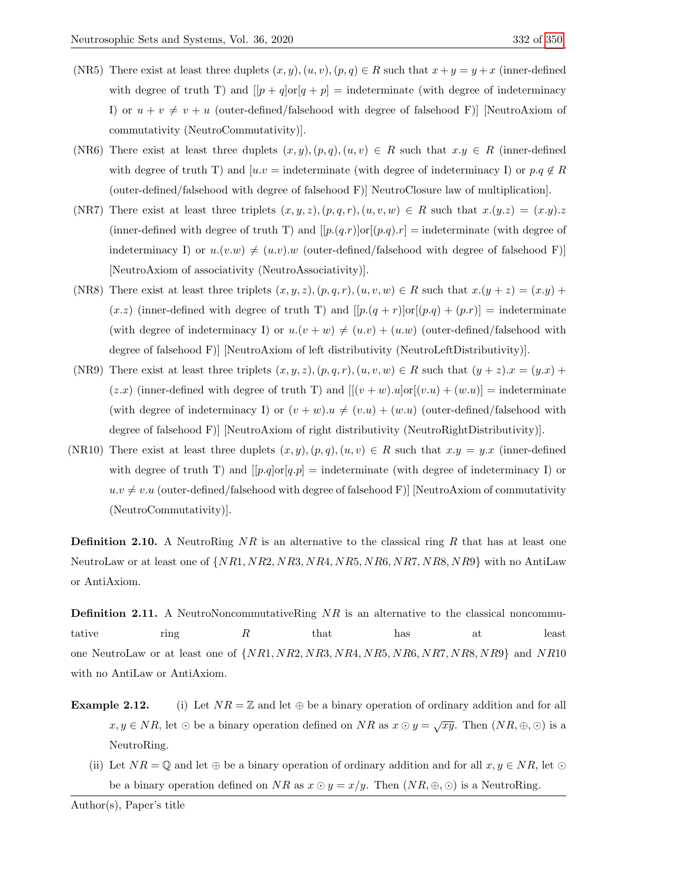(NR5) There exist at least three duplets $(x, y), (u, v), (p, q) \in R$ such that $x + y = y + x$ (inner-defined with degree of truth T) and $[[p + q]$or$[q + p]$ = indeterminate (with degree of indeterminacy I) or $u + v \neq v + u$ (outer-defined/falsehood with degree of falsehood F)] [NeutroAxiom of commutativity (NeutroCommutativity)].

(NR6) There exist at least three duplets $(x, y), (p, q), (u, v) \in R$ such that $x.y \in R$ (inner-defined with degree of truth T) and $[u.v$ = indeterminate (with degree of indeterminacy I) or $p.q \notin R$ (outer-defined/falsehood with degree of falsehood F)] NeutroClosure law of multiplication].

(NR7) There exist at least three triplets $(x, y, z), (p, q, r), (u, v, w) \in R$ such that $x.(y.z) = (x.y).z$ (inner-defined with degree of truth T) and $[[p.(q.r)]$or$[(p.q).r]$ = indeterminate (with degree of indeterminacy I) or $u.(v.w) \neq (u.v).w$ (outer-defined/falsehood with degree of falsehood F)] [NeutroAxiom of associativity (NeutroAssociativity)].

(NR8) There exist at least three triplets $(x, y, z), (p, q, r), (u, v, w) \in R$ such that $x.(y + z) = (x.y) + (x.z)$ (inner-defined with degree of truth T) and $[[p.(q + r)]$or$[(p.q) + (p.r)]$ = indeterminate (with degree of indeterminacy I) or $u.(v + w) \neq (u.v) + (u.w)$ (outer-defined/falsehood with degree of falsehood F)] [NeutroAxiom of left distributivity (NeutroLeftDistributivity)].

(NR9) There exist at least three triplets $(x, y, z), (p, q, r), (u, v, w) \in R$ such that $(y + z).x = (y.x) + (z.x)$ (inner-defined with degree of truth T) and $[[(v + w).u]$or$[(v.u) + (w.u)]$ = indeterminate (with degree of indeterminacy I) or $(v + w).u \neq (v.u) + (w.u)$ (outer-defined/falsehood with degree of falsehood F)] [NeutroAxiom of right distributivity (NeutroRightDistributivity)].

(NR10) There exist at least three duplets $(x, y), (p, q), (u, v) \in R$ such that $x.y = y.x$ (inner-defined with degree of truth T) and $[[p.q]$or$[q.p]$ = indeterminate (with degree of indeterminacy I) or $u.v \neq v.u$ (outer-defined/falsehood with degree of falsehood F)] [NeutroAxiom of commutativity (NeutroCommutativity)].

**Definition 2.10.** A NeutroRing $NR$ is an alternative to the classical ring $R$ that has at least one NeutroLaw or at least one of $\{NR1, NR2, NR3, NR4, NR5, NR6, NR7, NR8, NR9\}$ with no AntiLaw or AntiAxiom.

**Definition 2.11.** A NeutroNoncommutativeRing $NR$ is an alternative to the classical noncommutative ring $R$ that has at least one NeutroLaw or at least one of $\{NR1, NR2, NR3, NR4, NR5, NR6, NR7, NR8, NR9\}$ and $NR10$ with no AntiLaw or AntiAxiom.

**Example 2.12.** (i) Let $NR = \mathbb{Z}$ and let $\oplus$ be a binary operation of ordinary addition and for all $x, y \in NR$, let $\odot$ be a binary operation defined on $NR$ as $x \odot y = \sqrt{xy}$. Then $(NR, \oplus, \odot)$ is a NeutroRing.

(ii) Let $NR = \mathbb{Q}$ and let $\oplus$ be a binary operation of ordinary addition and for all $x, y \in NR$, let $\odot$ be a binary operation defined on $NR$ as $x \odot y = x/y$. Then $(NR, \oplus, \odot)$ is a NeutroRing.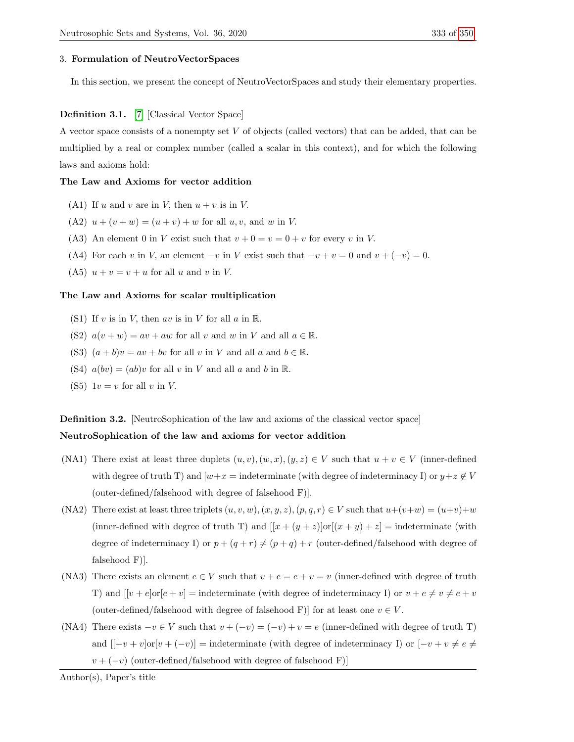3. **Formulation of NeutroVectorSpaces**

In this section, we present the concept of NeutroVectorSpaces and study their elementary properties.

**Definition 3.1.** [7] [Classical Vector Space]

A vector space consists of a nonempty set $V$ of objects (called vectors) that can be added, that can be multiplied by a real or complex number (called a scalar in this context), and for which the following laws and axioms hold:

**The Law and Axioms for vector addition**

- (A1) If $u$ and $v$ are in $V$, then $u + v$ is in $V$.
- (A2) $u + (v + w) = (u + v) + w$ for all $u, v$, and $w$ in $V$.
- (A3) An element 0 in $V$ exist such that $v + 0 = v = 0 + v$ for every $v$ in $V$.
- (A4) For each $v$ in $V$, an element $-v$ in $V$ exist such that $-v + v = 0$ and $v + (-v) = 0$.
- (A5) $u + v = v + u$ for all $u$ and $v$ in $V$.

**The Law and Axioms for scalar multiplication**

- (S1) If $v$ is in $V$, then $av$ is in $V$ for all $a$ in $\mathbb{R}$.
- (S2) $a(v + w) = av + aw$ for all $v$ and $w$ in $V$ and all $a \in \mathbb{R}$.
- (S3) $(a + b)v = av + bv$ for all $v$ in $V$ and all $a$ and $b \in \mathbb{R}$.
- (S4) $a(bv) = (ab)v$ for all $v$ in $V$ and all $a$ and $b$ in $\mathbb{R}$.
- (S5) $1v = v$ for all $v$ in $V$.

**Definition 3.2.** [NeutroSophication of the law and axioms of the classical vector space]

**NeutroSophication of the law and axioms for vector addition**

- (NA1) There exist at least three duplets $(u, v), (w, x), (y, z) \in V$ such that $u + v \in V$ (inner-defined with degree of truth T) and [$w+x =$ indeterminate (with degree of indeterminacy I) or $y+z \notin V$ (outer-defined/falsehood with degree of falsehood F)].
- (NA2) There exist at least three triplets $(u, v, w), (x, y, z), (p, q, r) \in V$ such that $u+(v+w) = (u+v)+w$ (inner-defined with degree of truth T) and [$[x + (y + z)]$or$[(x + y) + z] =$ indeterminate (with degree of indeterminacy I) or $p + (q + r) \neq (p + q) + r$ (outer-defined/falsehood with degree of falsehood F)].
- (NA3) There exists an element $e \in V$ such that $v + e = e + v = v$ (inner-defined with degree of truth T) and [$[v + e]$or$[e + v] =$ indeterminate (with degree of indeterminacy I) or $v + e \neq v \neq e + v$ (outer-defined/falsehood with degree of falsehood F)] for at least one $v \in V$.
- (NA4) There exists $-v \in V$ such that $v + (-v) = (-v) + v = e$ (inner-defined with degree of truth T) and [$[-v + v]$or$[v + (-v)] =$ indeterminate (with degree of indeterminacy I) or $[-v + v \neq e \neq v + (-v)$ (outer-defined/falsehood with degree of falsehood F)]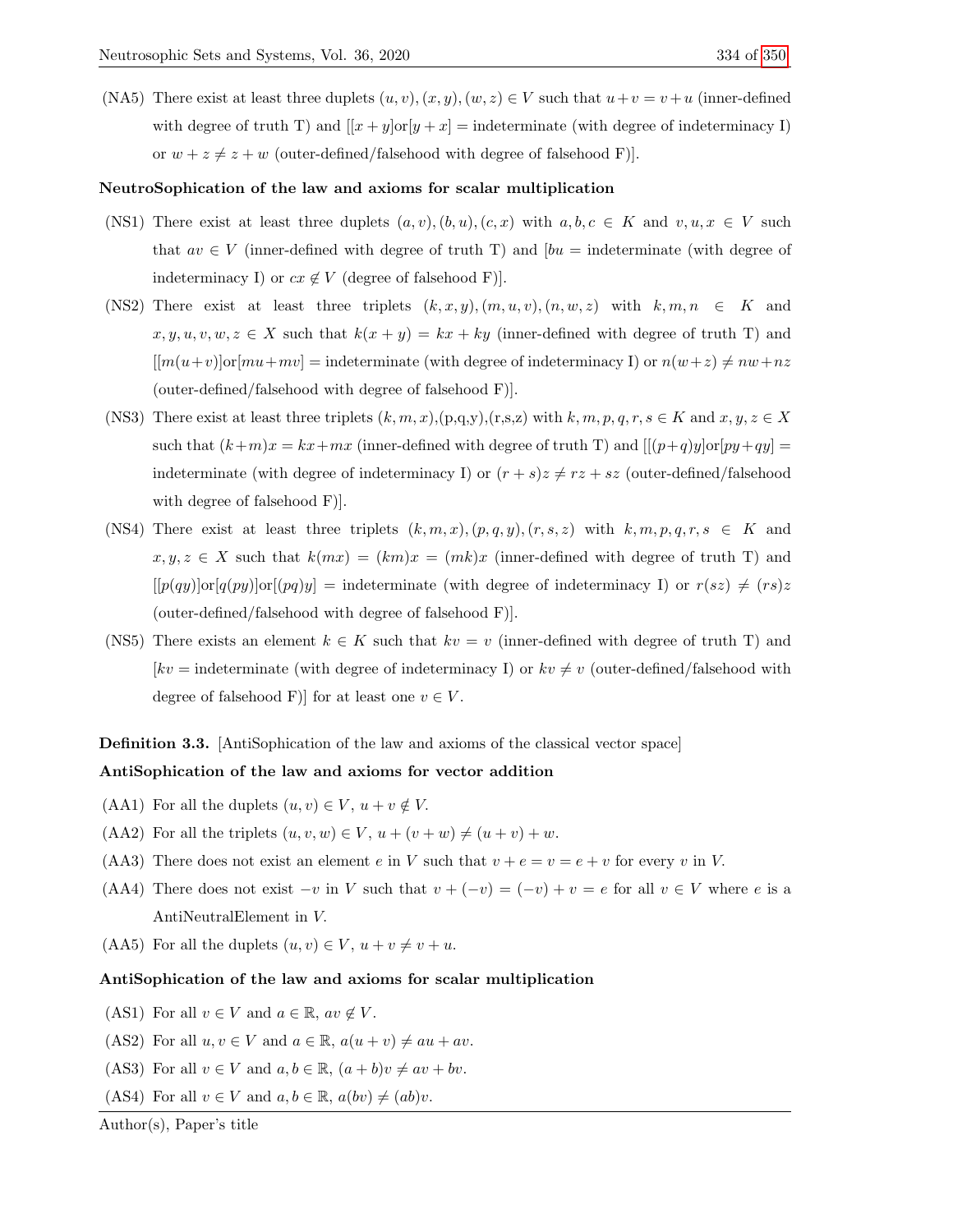(NA5) There exist at least three duplets $(u, v), (x, y), (w, z) \in V$ such that $u + v = v + u$ (inner-defined with degree of truth T) and $[[x + y]\text{or}[y + x]$ = indeterminate (with degree of indeterminacy I) or $w + z \neq z + w$ (outer-defined/falsehood with degree of falsehood F)].

**NeutroSophication of the law and axioms for scalar multiplication**

(NS1) There exist at least three duplets $(a, v), (b, u), (c, x)$ with $a, b, c \in K$ and $v, u, x \in V$ such that $av \in V$ (inner-defined with degree of truth T) and [$bu$ = indeterminate (with degree of indeterminacy I) or $cx \notin V$ (degree of falsehood F)].

(NS2) There exist at least three triplets $(k, x, y), (m, u, v), (n, w, z)$ with $k, m, n \in K$ and $x, y, u, v, w, z \in X$ such that $k(x + y) = kx + ky$ (inner-defined with degree of truth T) and $[[m(u+v)]\text{or}[mu+mv]$ = indeterminate (with degree of indeterminacy I) or $n(w+z) \neq nw+nz$ (outer-defined/falsehood with degree of falsehood F)].

(NS3) There exist at least three triplets $(k, m, x)$,(p,q,y),(r,s,z) with $k, m, p, q, r, s \in K$ and $x, y, z \in X$ such that $(k+m)x = kx+mx$ (inner-defined with degree of truth T) and $[[(p+q)y]\text{or}[py+qy]$ = indeterminate (with degree of indeterminacy I) or $(r + s)z \neq rz + sz$ (outer-defined/falsehood with degree of falsehood F)].

(NS4) There exist at least three triplets $(k, m, x), (p, q, y), (r, s, z)$ with $k, m, p, q, r, s \in K$ and $x, y, z \in X$ such that $k(mx) = (km)x = (mk)x$ (inner-defined with degree of truth T) and $[[p(qy)]\text{or}[q(py)]\text{or}[(pq)y]$ = indeterminate (with degree of indeterminacy I) or $r(sz) \neq (rs)z$ (outer-defined/falsehood with degree of falsehood F)].

(NS5) There exists an element $k \in K$ such that $kv = v$ (inner-defined with degree of truth T) and [$kv$ = indeterminate (with degree of indeterminacy I) or $kv \neq v$ (outer-defined/falsehood with degree of falsehood F)] for at least one $v \in V$.

**Definition 3.3.** [AntiSophication of the law and axioms of the classical vector space]

**AntiSophication of the law and axioms for vector addition**

(AA1) For all the duplets $(u, v) \in V$, $u + v \notin V$.

(AA2) For all the triplets $(u, v, w) \in V$, $u + (v + w) \neq (u + v) + w$.

(AA3) There does not exist an element $e$ in $V$ such that $v + e = v = e + v$ for every $v$ in $V$.

(AA4) There does not exist $-v$ in $V$ such that $v + (-v) = (-v) + v = e$ for all $v \in V$ where $e$ is a AntiNeutralElement in $V$.

(AA5) For all the duplets $(u, v) \in V$, $u + v \neq v + u$.

**AntiSophication of the law and axioms for scalar multiplication**

(AS1) For all $v \in V$ and $a \in \mathbb{R}$, $av \notin V$.

(AS2) For all $u, v \in V$ and $a \in \mathbb{R}$, $a(u + v) \neq au + av$.

(AS3) For all $v \in V$ and $a, b \in \mathbb{R}$, $(a + b)v \neq av + bv$.

(AS4) For all $v \in V$ and $a, b \in \mathbb{R}$, $a(bv) \neq (ab)v$.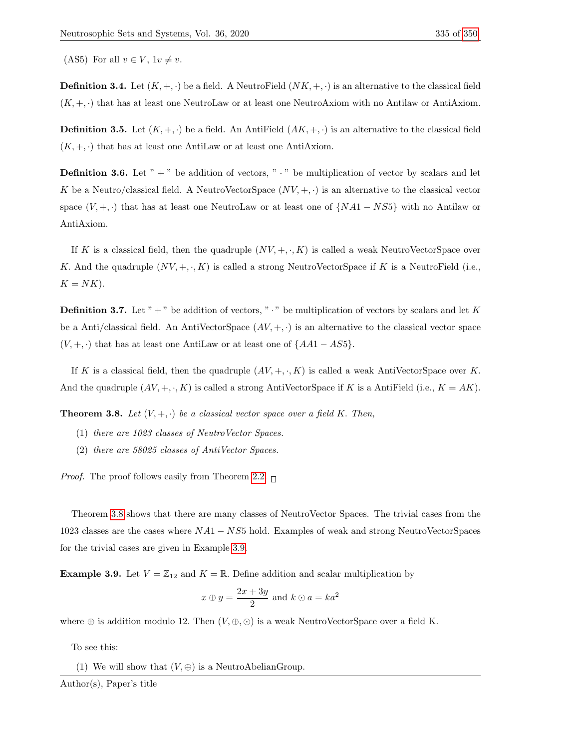(AS5) For all $v \in V$, $1v \neq v$.

**Definition 3.4.** Let $(K, +, \cdot)$ be a field. A NeutroField $(NK, +, \cdot)$ is an alternative to the classical field $(K, +, \cdot)$ that has at least one NeutroLaw or at least one NeutroAxiom with no Antilaw or AntiAxiom.

**Definition 3.5.** Let $(K, +, \cdot)$ be a field. An AntiField $(AK, +, \cdot)$ is an alternative to the classical field $(K, +, \cdot)$ that has at least one AntiLaw or at least one AntiAxiom.

**Definition 3.6.** Let " $+$ " be addition of vectors, " $\cdot$ " be multiplication of vector by scalars and let $K$ be a Neutro/classical field. A NeutroVectorSpace $(NV, +, \cdot)$ is an alternative to the classical vector space $(V, +, \cdot)$ that has at least one NeutroLaw or at least one of $\{NA1 - NS5\}$ with no Antilaw or AntiAxiom.

If $K$ is a classical field, then the quadruple $(NV, +, \cdot, K)$ is called a weak NeutroVectorSpace over $K$. And the quadruple $(NV, +, \cdot, K)$ is called a strong NeutroVectorSpace if $K$ is a NeutroField (i.e., $K = NK$).

**Definition 3.7.** Let " $+$ " be addition of vectors, " $\cdot$ " be multiplication of vectors by scalars and let $K$ be a Anti/classical field. An AntiVectorSpace $(AV, +, \cdot)$ is an alternative to the classical vector space $(V, +, \cdot)$ that has at least one AntiLaw or at least one of $\{AA1 - AS5\}$.

If $K$ is a classical field, then the quadruple $(AV, +, \cdot, K)$ is called a weak AntiVectorSpace over $K$. And the quadruple $(AV, +, \cdot, K)$ is called a strong AntiVectorSpace if $K$ is a AntiField (i.e., $K = AK$).

**Theorem 3.8.** *Let $(V, +, \cdot)$ be a classical vector space over a field $K$. Then,*

(1) *there are 1023 classes of NeutroVector Spaces.*

(2) *there are 58025 classes of AntiVector Spaces.*

*Proof.* The proof follows easily from Theorem 2.2. □

Theorem 3.8 shows that there are many classes of NeutroVector Spaces. The trivial cases from the 1023 classes are the cases where $NA1 - NS5$ hold. Examples of weak and strong NeutroVectorSpaces for the trivial cases are given in Example 3.9.

**Example 3.9.** Let $V = \mathbb{Z}_{12}$ and $K = \mathbb{R}$. Define addition and scalar multiplication by

$$x \oplus y = \frac{2x + 3y}{2} \text{ and } k \odot a = ka^2$$

where $\oplus$ is addition modulo 12. Then $(V, \oplus, \odot)$ is a weak NeutroVectorSpace over a field K.

To see this:

(1) We will show that $(V, \oplus)$ is a NeutroAbelianGroup.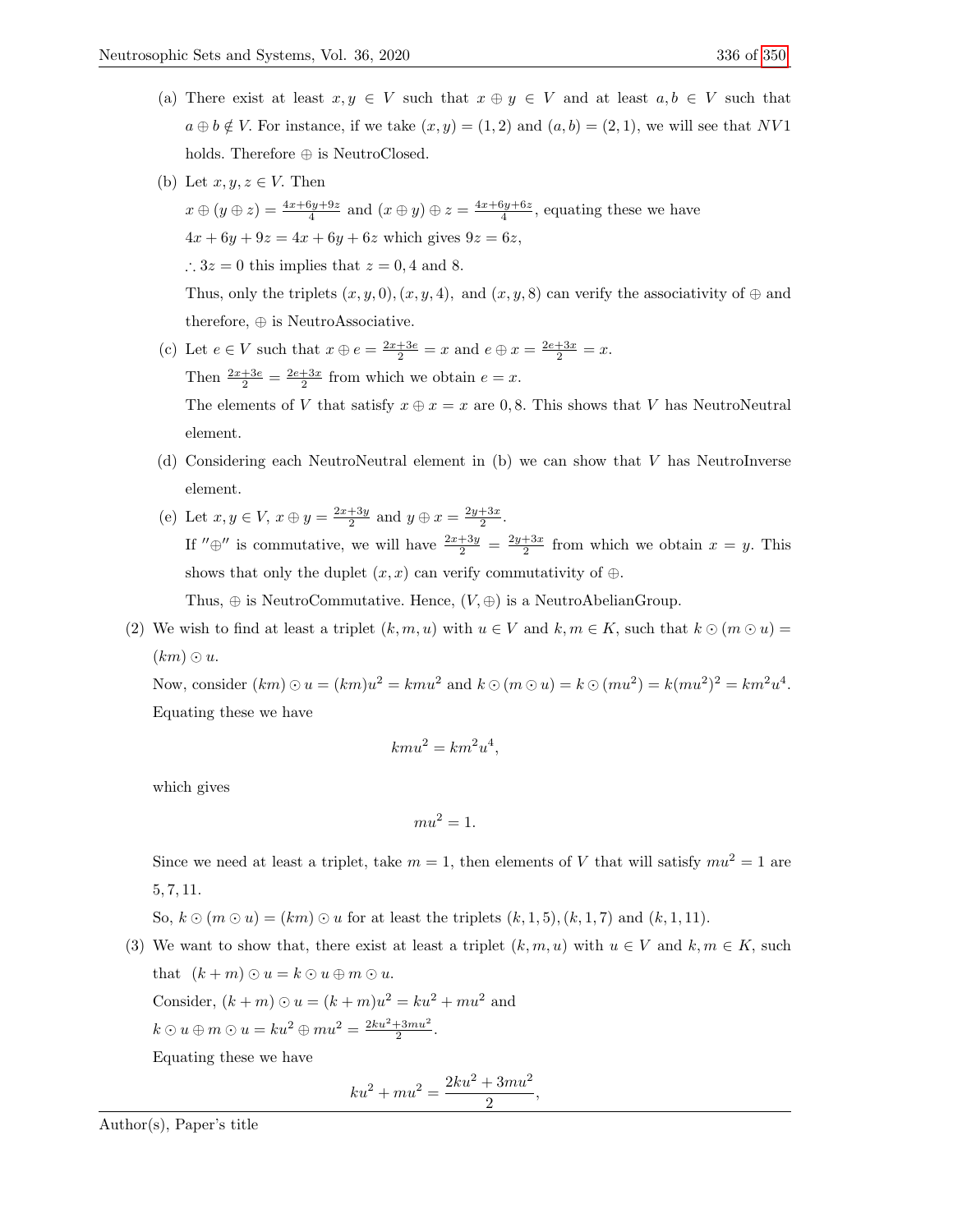(a) There exist at least $x, y \in V$ such that $x \oplus y \in V$ and at least $a, b \in V$ such that $a \oplus b \notin V$. For instance, if we take $(x, y) = (1, 2)$ and $(a, b) = (2, 1)$, we will see that $NV1$ holds. Therefore $\oplus$ is NeutroClosed.

(b) Let $x, y, z \in V$. Then

$x \oplus (y \oplus z) = \frac{4x+6y+9z}{4}$ and $(x \oplus y) \oplus z = \frac{4x+6y+6z}{4}$, equating these we have

$4x + 6y + 9z = 4x + 6y + 6z$ which gives $9z = 6z$,

$\therefore 3z = 0$ this implies that $z = 0, 4$ and $8$.

Thus, only the triplets $(x, y, 0), (x, y, 4),$ and $(x, y, 8)$ can verify the associativity of $\oplus$ and therefore, $\oplus$ is NeutroAssociative.

(c) Let $e \in V$ such that $x \oplus e = \frac{2x+3e}{2} = x$ and $e \oplus x = \frac{2e+3x}{2} = x$.

Then $\frac{2x+3e}{2} = \frac{2e+3x}{2}$ from which we obtain $e = x$.

The elements of $V$ that satisfy $x \oplus x = x$ are $0, 8$. This shows that $V$ has NeutroNeutral element.

(d) Considering each NeutroNeutral element in (b) we can show that $V$ has NeutroInverse element.

(e) Let $x, y \in V$, $x \oplus y = \frac{2x+3y}{2}$ and $y \oplus x = \frac{2y+3x}{2}$.

If $''\oplus''$ is commutative, we will have $\frac{2x+3y}{2} = \frac{2y+3x}{2}$ from which we obtain $x = y$. This shows that only the duplet $(x, x)$ can verify commutativity of $\oplus$.

Thus, $\oplus$ is NeutroCommutative. Hence, $(V, \oplus)$ is a NeutroAbelianGroup.

(2) We wish to find at least a triplet $(k, m, u)$ with $u \in V$ and $k, m \in K$, such that $k \odot (m \odot u) = (km) \odot u$.

Now, consider $(km) \odot u = (km)u^2 = kmu^2$ and $k \odot (m \odot u) = k \odot (mu^2) = k(mu^2)^2 = km^2u^4$.

Equating these we have

$$kmu^2 = km^2u^4,$$

which gives

$$mu^2 = 1.$$

Since we need at least a triplet, take $m = 1$, then elements of $V$ that will satisfy $mu^2 = 1$ are $5, 7, 11$.

So, $k \odot (m \odot u) = (km) \odot u$ for at least the triplets $(k, 1, 5), (k, 1, 7)$ and $(k, 1, 11)$.

(3) We want to show that, there exist at least a triplet $(k, m, u)$ with $u \in V$ and $k, m \in K$, such that $(k + m) \odot u = k \odot u \oplus m \odot u$.

Consider, $(k + m) \odot u = (k + m)u^2 = ku^2 + mu^2$ and

$k \odot u \oplus m \odot u = ku^2 \oplus mu^2 = \frac{2ku^2+3mu^2}{2}$.

Equating these we have

$$ku^2 + mu^2 = \frac{2ku^2 + 3mu^2}{2},$$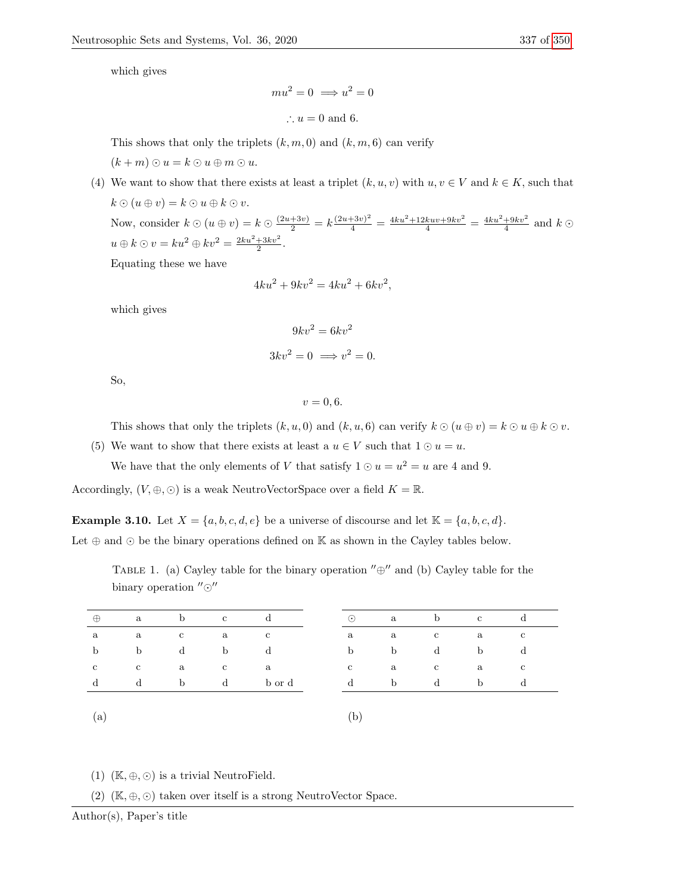which gives

$$mu^2 = 0 \implies u^2 = 0$$

$$\therefore u = 0 \text{ and } 6.$$

This shows that only the triplets $(k, m, 0)$ and $(k, m, 6)$ can verify $(k + m) \odot u = k \odot u \oplus m \odot u$.

(4) We want to show that there exists at least a triplet $(k, u, v)$ with $u, v \in V$ and $k \in K$, such that $k \odot (u \oplus v) = k \odot u \oplus k \odot v$.

Now, consider $k \odot (u \oplus v) = k \odot \frac{(2u+3v)}{2} = k\frac{(2u+3v)^2}{4} = \frac{4ku^2+12kuv+9kv^2}{4} = \frac{4ku^2+9kv^2}{4}$ and $k \odot u \oplus k \odot v = ku^2 \oplus kv^2 = \frac{2ku^2+3kv^2}{2}$.

Equating these we have

$$4ku^2 + 9kv^2 = 4ku^2 + 6kv^2,$$

which gives

$$9kv^2 = 6kv^2$$

$$3kv^2 = 0 \implies v^2 = 0.$$

So,

$$v = 0, 6.$$

This shows that only the triplets $(k, u, 0)$ and $(k, u, 6)$ can verify $k \odot (u \oplus v) = k \odot u \oplus k \odot v$.

(5) We want to show that there exists at least a $u \in V$ such that $1 \odot u = u$.

We have that the only elements of $V$ that satisfy $1 \odot u = u^2 = u$ are 4 and 9.

Accordingly, $(V, \oplus, \odot)$ is a weak NeutroVectorSpace over a field $K = \mathbb{R}$.

**Example 3.10.** Let $X = \{a, b, c, d, e\}$ be a universe of discourse and let $\mathbb{K} = \{a, b, c, d\}$. Let $\oplus$ and $\odot$ be the binary operations defined on $\mathbb{K}$ as shown in the Cayley tables below.

TABLE 1. (a) Cayley table for the binary operation $''\oplus''$ and (b) Cayley table for the binary operation $''\odot''$

| $\oplus$ | a | b | c | d |
|---|---|---|---|---|
| a | a | c | a | c |
| b | b | d | b | d |
| c | c | a | c | a |
| d | d | b | d | b or d |

(a)

| $\odot$ | a | b | c | d |
|---|---|---|---|---|
| a | a | c | a | c |
| b | b | d | b | d |
| c | a | c | a | c |
| d | b | d | b | d |

(b)

(1) $(\mathbb{K}, \oplus, \odot)$ is a trivial NeutroField.

(2) $(\mathbb{K}, \oplus, \odot)$ taken over itself is a strong NeutroVector Space.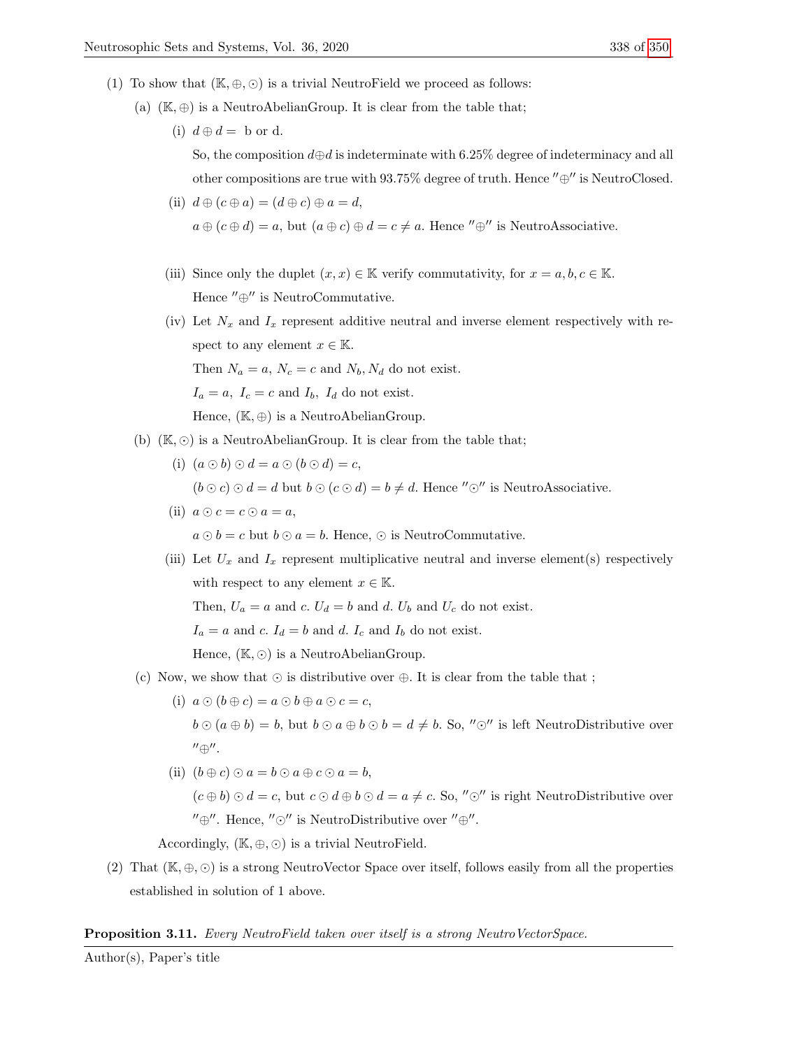(1) To show that $(\mathbb{K}, \oplus, \odot)$ is a trivial NeutroField we proceed as follows:

   (a) $(\mathbb{K}, \oplus)$ is a NeutroAbelianGroup. It is clear from the table that;

      (i) $d \oplus d =$ b or d.

      So, the composition $d \oplus d$ is indeterminate with 6.25% degree of indeterminacy and all other compositions are true with 93.75% degree of truth. Hence $''\oplus''$ is NeutroClosed.

      (ii) $d \oplus (c \oplus a) = (d \oplus c) \oplus a = d$,

      $a \oplus (c \oplus d) = a$, but $(a \oplus c) \oplus d = c \neq a$. Hence $''\oplus''$ is NeutroAssociative.

      (iii) Since only the duplet $(x, x) \in \mathbb{K}$ verify commutativity, for $x = a, b, c \in \mathbb{K}$.

      Hence $''\oplus''$ is NeutroCommutative.

      (iv) Let $N_x$ and $I_x$ represent additive neutral and inverse element respectively with respect to any element $x \in \mathbb{K}$.

      Then $N_a = a$, $N_c = c$ and $N_b, N_d$ do not exist.

      $I_a = a$, $I_c = c$ and $I_b$, $I_d$ do not exist.

      Hence, $(\mathbb{K}, \oplus)$ is a NeutroAbelianGroup.

   (b) $(\mathbb{K}, \odot)$ is a NeutroAbelianGroup. It is clear from the table that;

      (i) $(a \odot b) \odot d = a \odot (b \odot d) = c$,

      $(b \odot c) \odot d = d$ but $b \odot (c \odot d) = b \neq d$. Hence $''\odot''$ is NeutroAssociative.

      (ii) $a \odot c = c \odot a = a$,

      $a \odot b = c$ but $b \odot a = b$. Hence, $\odot$ is NeutroCommutative.

      (iii) Let $U_x$ and $I_x$ represent multiplicative neutral and inverse element(s) respectively with respect to any element $x \in \mathbb{K}$.

      Then, $U_a = a$ and $c$. $U_d = b$ and $d$. $U_b$ and $U_c$ do not exist.

      $I_a = a$ and $c$. $I_d = b$ and $d$. $I_c$ and $I_b$ do not exist.

      Hence, $(\mathbb{K}, \odot)$ is a NeutroAbelianGroup.

   (c) Now, we show that $\odot$ is distributive over $\oplus$. It is clear from the table that ;

      (i) $a \odot (b \oplus c) = a \odot b \oplus a \odot c = c$,

      $b \odot (a \oplus b) = b$, but $b \odot a \oplus b \odot b = d \neq b$. So, $''\odot''$ is left NeutroDistributive over $''\oplus''$.

      (ii) $(b \oplus c) \odot a = b \odot a \oplus c \odot a = b$,

      $(c \oplus b) \odot d = c$, but $c \odot d \oplus b \odot d = a \neq c$. So, $''\odot''$ is right NeutroDistributive over $''\oplus''$. Hence, $''\odot''$ is NeutroDistributive over $''\oplus''$.

   Accordingly, $(\mathbb{K}, \oplus, \odot)$ is a trivial NeutroField.

(2) That $(\mathbb{K}, \oplus, \odot)$ is a strong NeutroVector Space over itself, follows easily from all the properties established in solution of 1 above.

**Proposition 3.11.** *Every NeutroField taken over itself is a strong NeutroVectorSpace.*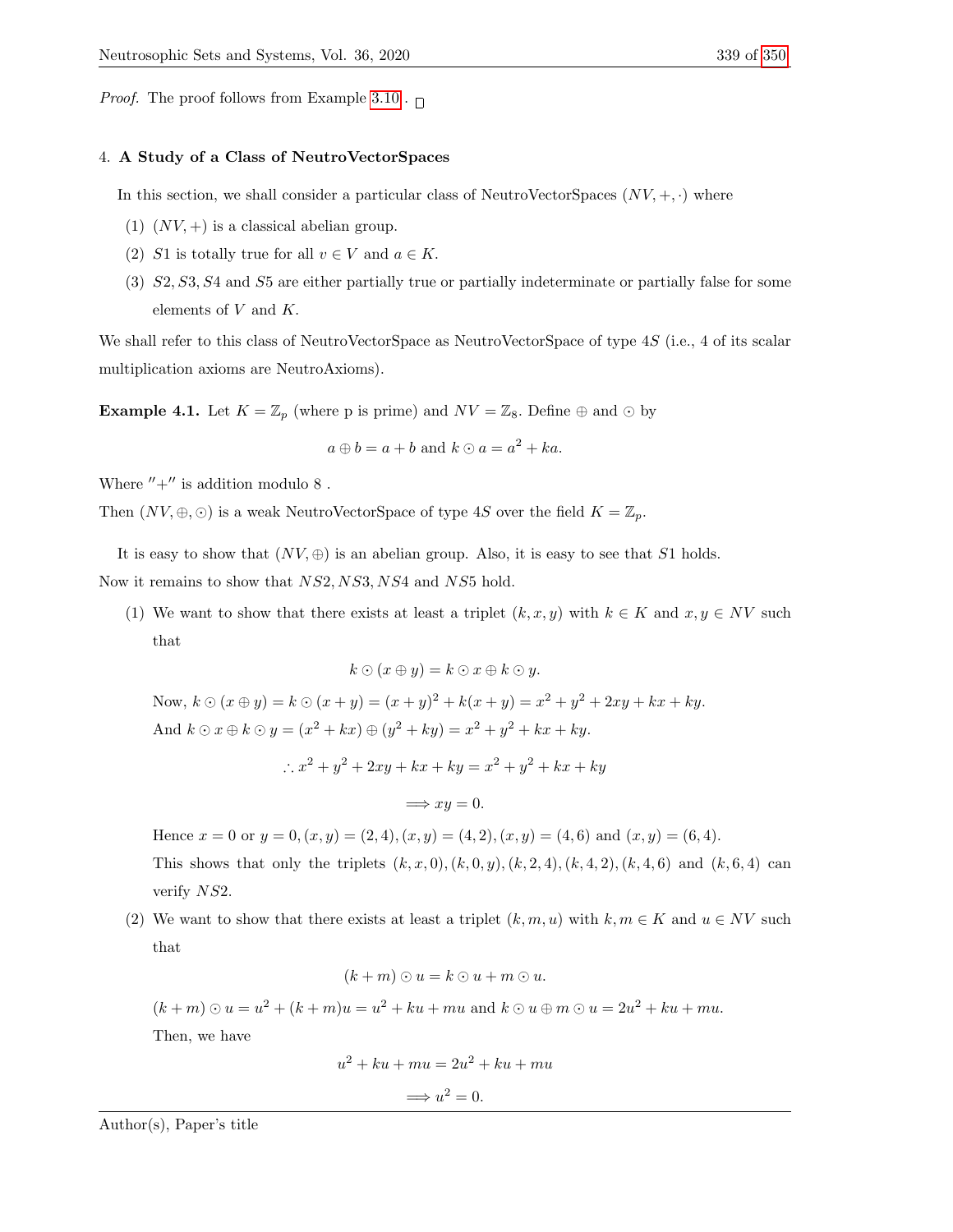*Proof.* The proof follows from Example 3.10. □

## 4. A Study of a Class of NeutroVectorSpaces

In this section, we shall consider a particular class of NeutroVectorSpaces $(NV, +, \cdot)$ where

1. $(NV, +)$ is a classical abelian group.
2. $S1$ is totally true for all $v \in V$ and $a \in K$.
3. $S2, S3, S4$ and $S5$ are either partially true or partially indeterminate or partially false for some elements of $V$ and $K$.

We shall refer to this class of NeutroVectorSpace as NeutroVectorSpace of type $4S$ (i.e., 4 of its scalar multiplication axioms are NeutroAxioms).

**Example 4.1.** Let $K = \mathbb{Z}_p$ (where p is prime) and $NV = \mathbb{Z}_8$. Define $\oplus$ and $\odot$ by

$$a \oplus b = a + b \text{ and } k \odot a = a^2 + ka.$$

Where $''+''$ is addition modulo 8 .

Then $(NV, \oplus, \odot)$ is a weak NeutroVectorSpace of type $4S$ over the field $K = \mathbb{Z}_p$.

It is easy to show that $(NV, \oplus)$ is an abelian group. Also, it is easy to see that $S1$ holds. Now it remains to show that $NS2, NS3, NS4$ and $NS5$ hold.

1. We want to show that there exists at least a triplet $(k, x, y)$ with $k \in K$ and $x, y \in NV$ such that

   $$k \odot (x \oplus y) = k \odot x \oplus k \odot y.$$

   Now, $k \odot (x \oplus y) = k \odot (x + y) = (x + y)^2 + k(x + y) = x^2 + y^2 + 2xy + kx + ky$.
   And $k \odot x \oplus k \odot y = (x^2 + kx) \oplus (y^2 + ky) = x^2 + y^2 + kx + ky$.

   $$\therefore x^2 + y^2 + 2xy + kx + ky = x^2 + y^2 + kx + ky$$

   $$\Longrightarrow xy = 0.$$

   Hence $x = 0$ or $y = 0, (x, y) = (2, 4), (x, y) = (4, 2), (x, y) = (4, 6)$ and $(x, y) = (6, 4)$.
   This shows that only the triplets $(k, x, 0), (k, 0, y), (k, 2, 4), (k, 4, 2), (k, 4, 6)$ and $(k, 6, 4)$ can verify $NS2$.

2. We want to show that there exists at least a triplet $(k, m, u)$ with $k, m \in K$ and $u \in NV$ such that

   $$(k + m) \odot u = k \odot u + m \odot u.$$

   $(k + m) \odot u = u^2 + (k + m)u = u^2 + ku + mu$ and $k \odot u \oplus m \odot u = 2u^2 + ku + mu$.
   Then, we have

   $$u^2 + ku + mu = 2u^2 + ku + mu$$

   $$\Longrightarrow u^2 = 0.$$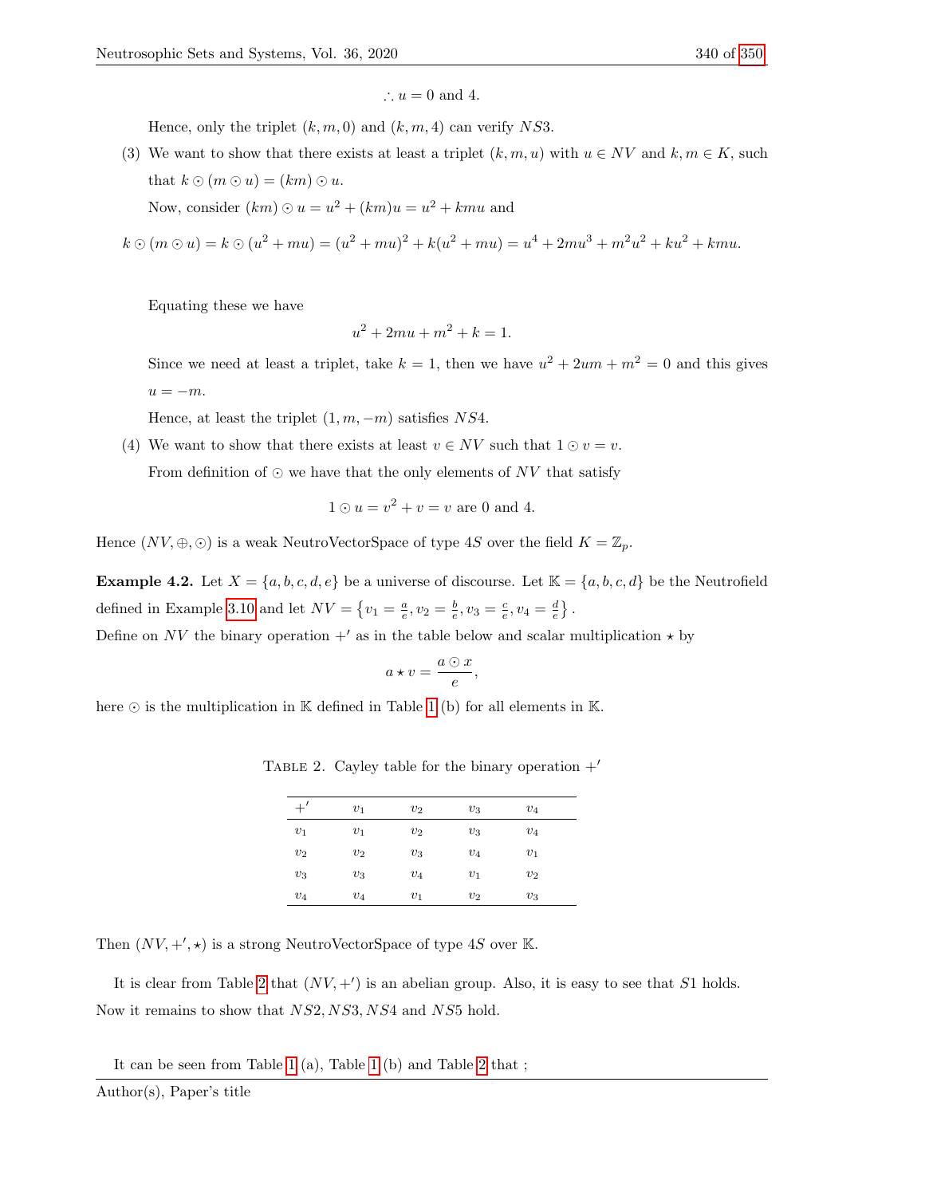$$\therefore u = 0 \text{ and } 4.$$

Hence, only the triplet $(k, m, 0)$ and $(k, m, 4)$ can verify $NS3$.

(3) We want to show that there exists at least a triplet $(k, m, u)$ with $u \in NV$ and $k, m \in K$, such that $k \odot (m \odot u) = (km) \odot u$.

Now, consider $(km) \odot u = u^2 + (km)u = u^2 + kmu$ and

$$k \odot (m \odot u) = k \odot (u^2 + mu) = (u^2 + mu)^2 + k(u^2 + mu) = u^4 + 2mu^3 + m^2u^2 + ku^2 + kmu.$$

Equating these we have

$$u^2 + 2mu + m^2 + k = 1.$$

Since we need at least a triplet, take $k = 1$, then we have $u^2 + 2um + m^2 = 0$ and this gives $u = -m$.

Hence, at least the triplet $(1, m, -m)$ satisfies $NS4$.

(4) We want to show that there exists at least $v \in NV$ such that $1 \odot v = v$.

From definition of $\odot$ we have that the only elements of $NV$ that satisfy

$$1 \odot u = v^2 + v = v \text{ are } 0 \text{ and } 4.$$

Hence $(NV, \oplus, \odot)$ is a weak NeutroVectorSpace of type $4S$ over the field $K = \mathbb{Z}_p$.

**Example 4.2.** Let $X = \{a, b, c, d, e\}$ be a universe of discourse. Let $\mathbb{K} = \{a, b, c, d\}$ be the Neutrofield defined in Example 3.10 and let $NV = \left\{v_1 = \frac{a}{e}, v_2 = \frac{b}{e}, v_3 = \frac{c}{e}, v_4 = \frac{d}{e}\right\}$.

Define on $NV$ the binary operation $+'$ as in the table below and scalar multiplication $\star$ by

$$a \star v = \frac{a \odot x}{e},$$

here $\odot$ is the multiplication in $\mathbb{K}$ defined in Table 1 (b) for all elements in $\mathbb{K}$.

Table 2. Cayley table for the binary operation $+'$

| $+'$ | $v_1$ | $v_2$ | $v_3$ | $v_4$ |
|---|---|---|---|---|
| $v_1$ | $v_1$ | $v_2$ | $v_3$ | $v_4$ |
| $v_2$ | $v_2$ | $v_3$ | $v_4$ | $v_1$ |
| $v_3$ | $v_3$ | $v_4$ | $v_1$ | $v_2$ |
| $v_4$ | $v_4$ | $v_1$ | $v_2$ | $v_3$ |

Then $(NV, +', \star)$ is a strong NeutroVectorSpace of type $4S$ over $\mathbb{K}$.

It is clear from Table 2 that $(NV, +')$ is an abelian group. Also, it is easy to see that $S1$ holds. Now it remains to show that $NS2, NS3, NS4$ and $NS5$ hold.

It can be seen from Table 1 (a), Table 1 (b) and Table 2 that ;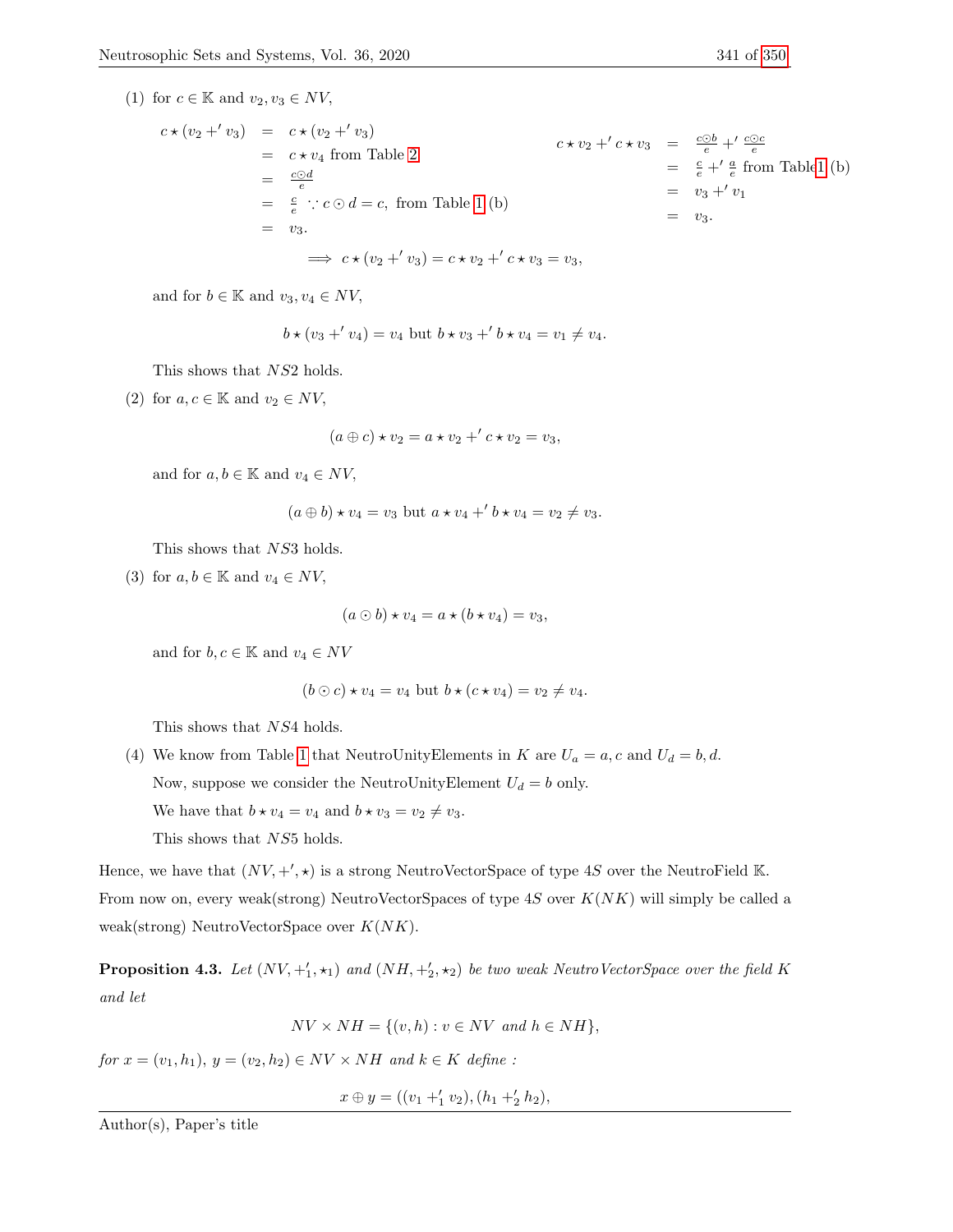(1) for $c \in \mathbb{K}$ and $v_2, v_3 \in NV$,

$$\begin{aligned} c \star (v_2 +' v_3) &= c \star (v_2 +' v_3) \\ &= c \star v_4 \text{ from Table 2} \\ &= \frac{c \odot d}{e} \\ &= \frac{c}{e} \because c \odot d = c, \text{ from Table 1 (b)} \\ &= v_3. \end{aligned}$$

$$\begin{aligned} c \star v_2 +' c \star v_3 &= \frac{c \odot b}{e} +' \frac{c \odot c}{e} \\ &= \frac{c}{e} +' \frac{a}{e} \text{ from Table1 (b)} \\ &= v_3 +' v_1 \\ &= v_3. \end{aligned}$$

$$\implies c \star (v_2 +' v_3) = c \star v_2 +' c \star v_3 = v_3,$$

and for $b \in \mathbb{K}$ and $v_3, v_4 \in NV$,

$$b \star (v_3 +' v_4) = v_4 \text{ but } b \star v_3 +' b \star v_4 = v_1 \neq v_4.$$

This shows that $NS2$ holds.

(2) for $a, c \in \mathbb{K}$ and $v_2 \in NV$,

$$(a \oplus c) \star v_2 = a \star v_2 +' c \star v_2 = v_3,$$

and for $a, b \in \mathbb{K}$ and $v_4 \in NV$,

$$(a \oplus b) \star v_4 = v_3 \text{ but } a \star v_4 +' b \star v_4 = v_2 \neq v_3.$$

This shows that $NS3$ holds.

(3) for $a, b \in \mathbb{K}$ and $v_4 \in NV$,

$$(a \odot b) \star v_4 = a \star (b \star v_4) = v_3,$$

and for $b, c \in \mathbb{K}$ and $v_4 \in NV$

$$(b \odot c) \star v_4 = v_4 \text{ but } b \star (c \star v_4) = v_2 \neq v_4.$$

This shows that $NS4$ holds.

(4) We know from Table 1 that NeutroUnityElements in $K$ are $U_a = a, c$ and $U_d = b, d$.

Now, suppose we consider the NeutroUnityElement $U_d = b$ only.

We have that $b \star v_4 = v_4$ and $b \star v_3 = v_2 \neq v_3$.

This shows that $NS5$ holds.

Hence, we have that $(NV, +', \star)$ is a strong NeutroVectorSpace of type $4S$ over the NeutroField $\mathbb{K}$. From now on, every weak(strong) NeutroVectorSpaces of type $4S$ over $K(NK)$ will simply be called a weak(strong) NeutroVectorSpace over $K(NK)$.

**Proposition 4.3.** *Let $(NV, +'_1, \star_1)$ and $(NH, +'_2, \star_2)$ be two weak NeutroVectorSpace over the field $K$ and let*

$$NV \times NH = \{(v, h) : v \in NV \text{ and } h \in NH\},$$

*for $x = (v_1, h_1)$, $y = (v_2, h_2) \in NV \times NH$ and $k \in K$ define :*

$$x \oplus y = ((v_1 +'_1 v_2), (h_1 +'_2 h_2),$$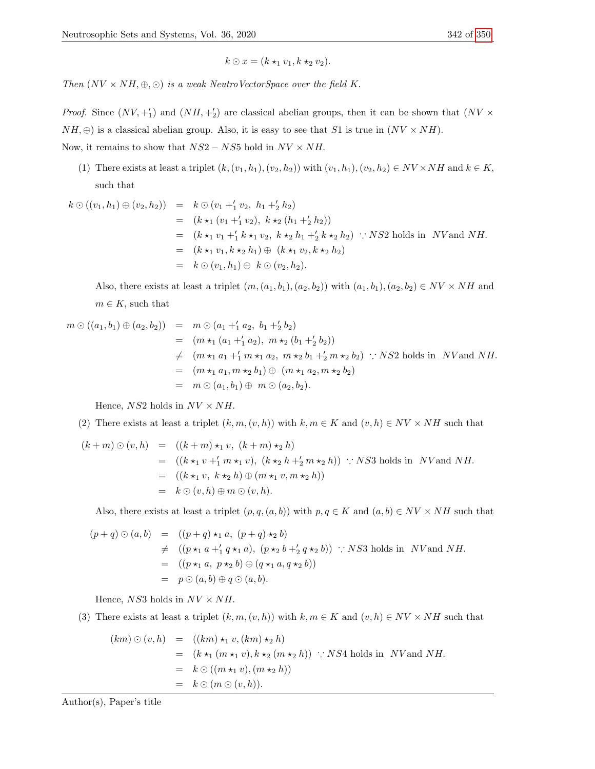$$k \odot x = (k \star_1 v_1, k \star_2 v_2).$$

*Then* $(NV \times NH, \oplus, \odot)$ *is a weak NeutroVectorSpace over the field* $K$.

*Proof.* Since $(NV, +_1')$ and $(NH, +_2')$ are classical abelian groups, then it can be shown that $(NV \times NH, \oplus)$ is a classical abelian group. Also, it is easy to see that $S1$ is true in $(NV \times NH)$.

Now, it remains to show that $NS2 - NS5$ hold in $NV \times NH$.

(1) There exists at least a triplet $(k, (v_1, h_1), (v_2, h_2))$ with $(v_1, h_1), (v_2, h_2) \in NV \times NH$ and $k \in K$, such that

$$\begin{aligned}
k \odot ((v_1, h_1) \oplus (v_2, h_2)) &= k \odot (v_1 +_1' v_2,\ h_1 +_2' h_2) \\
&= (k \star_1 (v_1 +_1' v_2),\ k \star_2 (h_1 +_2' h_2)) \\
&= (k \star_1 v_1 +_1' k \star_1 v_2,\ k \star_2 h_1 +_2' k \star_2 h_2) \ \because NS2 \text{ holds in } NV \text{and } NH. \\
&= (k \star_1 v_1, k \star_2 h_1) \oplus (k \star_1 v_2, k \star_2 h_2) \\
&= k \odot (v_1, h_1) \oplus k \odot (v_2, h_2).
\end{aligned}$$

Also, there exists at least a triplet $(m, (a_1, b_1), (a_2, b_2))$ with $(a_1, b_1), (a_2, b_2) \in NV \times NH$ and $m \in K$, such that

$$\begin{aligned}
m \odot ((a_1, b_1) \oplus (a_2, b_2)) &= m \odot (a_1 +_1' a_2,\ b_1 +_2' b_2) \\
&= (m \star_1 (a_1 +_1' a_2),\ m \star_2 (b_1 +_2' b_2)) \\
&\neq (m \star_1 a_1 +_1' m \star_1 a_2,\ m \star_2 b_1 +_2' m \star_2 b_2) \ \because NS2 \text{ holds in } NV \text{and } NH. \\
&= (m \star_1 a_1, m \star_2 b_1) \oplus (m \star_1 a_2, m \star_2 b_2) \\
&= m \odot (a_1, b_1) \oplus m \odot (a_2, b_2).
\end{aligned}$$

Hence, $NS2$ holds in $NV \times NH$.

(2) There exists at least a triplet $(k, m, (v, h))$ with $k, m \in K$ and $(v, h) \in NV \times NH$ such that

$$\begin{aligned}
(k + m) \odot (v, h) &= ((k + m) \star_1 v,\ (k + m) \star_2 h) \\
&= ((k \star_1 v +_1' m \star_1 v),\ (k \star_2 h +_2' m \star_2 h)) \ \because NS3 \text{ holds in } NV \text{and } NH. \\
&= ((k \star_1 v,\ k \star_2 h) \oplus (m \star_1 v, m \star_2 h)) \\
&= k \odot (v, h) \oplus m \odot (v, h).
\end{aligned}$$

Also, there exists at least a triplet $(p, q, (a, b))$ with $p, q \in K$ and $(a, b) \in NV \times NH$ such that

$$\begin{aligned}
(p + q) \odot (a, b) &= ((p + q) \star_1 a,\ (p + q) \star_2 b) \\
&\neq ((p \star_1 a +_1' q \star_1 a),\ (p \star_2 b +_2' q \star_2 b)) \ \because NS3 \text{ holds in } NV \text{and } NH. \\
&= ((p \star_1 a,\ p \star_2 b) \oplus (q \star_1 a, q \star_2 b)) \\
&= p \odot (a, b) \oplus q \odot (a, b).
\end{aligned}$$

Hence, $NS3$ holds in $NV \times NH$.

(3) There exists at least a triplet $(k, m, (v, h))$ with $k, m \in K$ and $(v, h) \in NV \times NH$ such that

$$\begin{aligned}
(km) \odot (v, h) &= ((km) \star_1 v, (km) \star_2 h) \\
&= (k \star_1 (m \star_1 v), k \star_2 (m \star_2 h)) \ \because NS4 \text{ holds in } NV \text{and } NH. \\
&= k \odot ((m \star_1 v), (m \star_2 h)) \\
&= k \odot (m \odot (v, h)).
\end{aligned}$$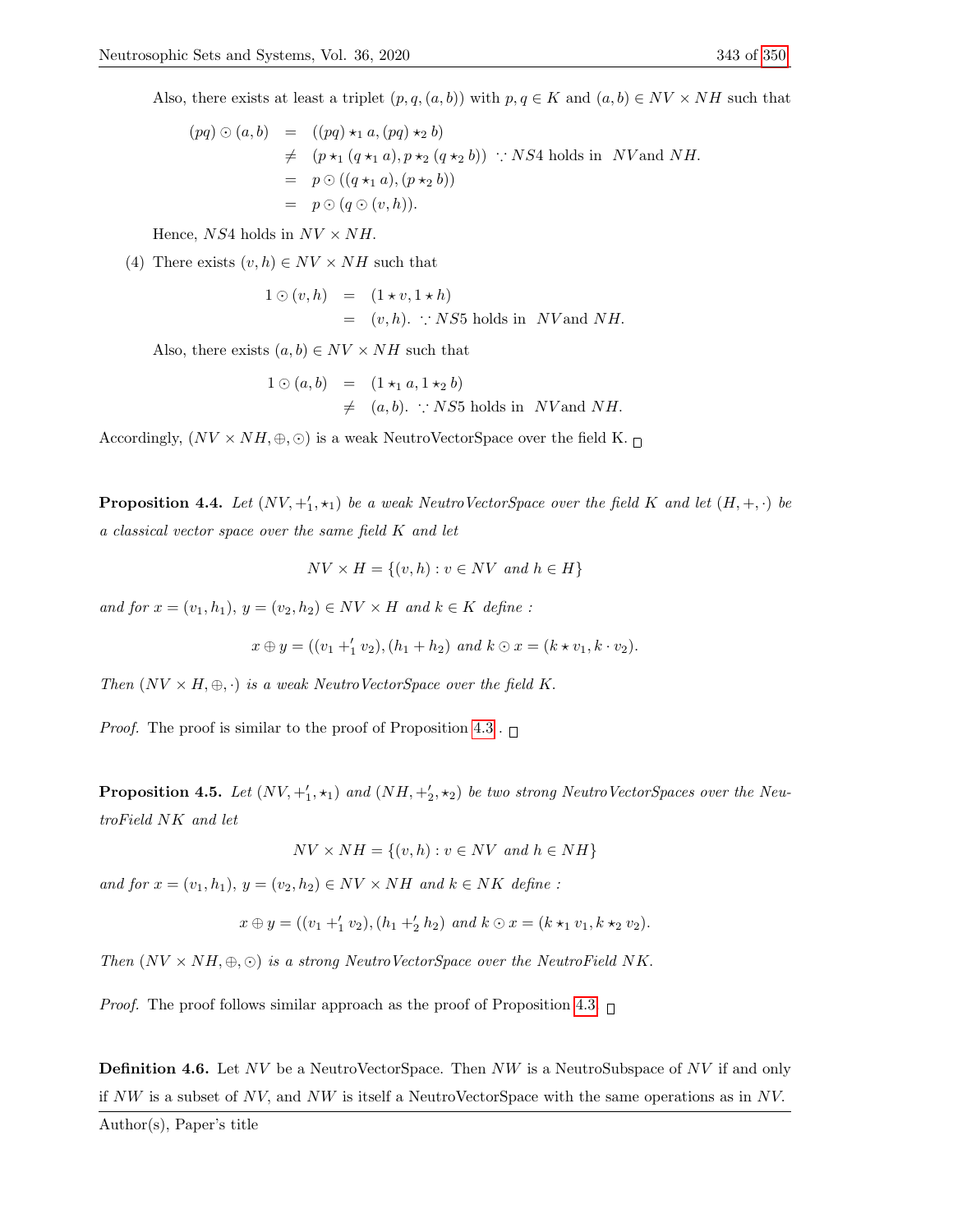Also, there exists at least a triplet $(p, q, (a, b))$ with $p, q \in K$ and $(a, b) \in NV \times NH$ such that

$$
\begin{aligned}
(pq) \odot (a, b) &= ((pq) \star_1 a, (pq) \star_2 b) \\
&\neq (p \star_1 (q \star_1 a), p \star_2 (q \star_2 b)) \ \because NS4 \text{ holds in } NV \text{and } NH. \\
&= p \odot ((q \star_1 a), (p \star_2 b)) \\
&= p \odot (q \odot (v, h)).
\end{aligned}
$$

Hence, $NS4$ holds in $NV \times NH$.

(4) There exists $(v, h) \in NV \times NH$ such that

$$
\begin{aligned}
1 \odot (v, h) &= (1 \star v, 1 \star h) \\
&= (v, h). \ \because NS5 \text{ holds in } NV \text{and } NH.
\end{aligned}
$$

Also, there exists $(a, b) \in NV \times NH$ such that

$$
\begin{aligned}
1 \odot (a, b) &= (1 \star_1 a, 1 \star_2 b) \\
&\neq (a, b). \ \because NS5 \text{ holds in } NV \text{and } NH.
\end{aligned}
$$

Accordingly, $(NV \times NH, \oplus, \odot)$ is a weak NeutroVectorSpace over the field K. □

**Proposition 4.4.** *Let $(NV, +_1', \star_1)$ be a weak NeutroVectorSpace over the field $K$ and let $(H, +, \cdot)$ be a classical vector space over the same field $K$ and let*

$$NV \times H = \{(v, h) : v \in NV \text{ and } h \in H\}$$

*and for $x = (v_1, h_1)$, $y = (v_2, h_2) \in NV \times H$ and $k \in K$ define :*

$$x \oplus y = ((v_1 +_1' v_2), (h_1 + h_2) \text{ and } k \odot x = (k \star v_1, k \cdot v_2).$$

*Then $(NV \times H, \oplus, \cdot)$ is a weak NeutroVectorSpace over the field $K$.*

*Proof.* The proof is similar to the proof of Proposition 4.3. □

**Proposition 4.5.** *Let $(NV, +_1', \star_1)$ and $(NH, +_2', \star_2)$ be two strong NeutroVectorSpaces over the NeutroField $NK$ and let*

$$NV \times NH = \{(v, h) : v \in NV \text{ and } h \in NH\}$$

*and for $x = (v_1, h_1)$, $y = (v_2, h_2) \in NV \times NH$ and $k \in NK$ define :*

$$x \oplus y = ((v_1 +_1' v_2), (h_1 +_2' h_2) \text{ and } k \odot x = (k \star_1 v_1, k \star_2 v_2).$$

*Then $(NV \times NH, \oplus, \odot)$ is a strong NeutroVectorSpace over the NeutroField $NK$.*

*Proof.* The proof follows similar approach as the proof of Proposition 4.3. □

**Definition 4.6.** Let $NV$ be a NeutroVectorSpace. Then $NW$ is a NeutroSubspace of $NV$ if and only if $NW$ is a subset of $NV$, and $NW$ is itself a NeutroVectorSpace with the same operations as in $NV$.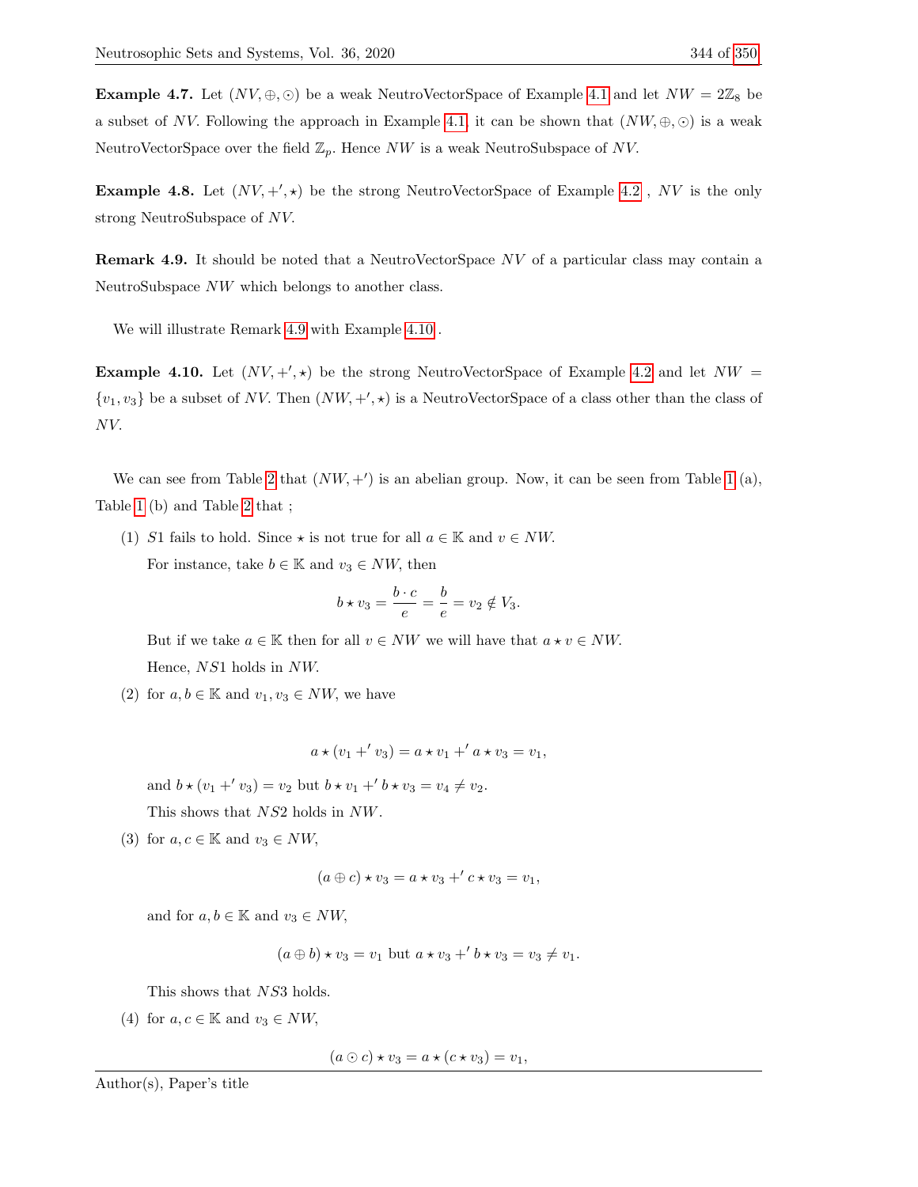**Example 4.7.** Let $(NV, \oplus, \odot)$ be a weak NeutroVectorSpace of Example 4.1 and let $NW = 2\mathbb{Z}_8$ be a subset of $NV$. Following the approach in Example 4.1, it can be shown that $(NW, \oplus, \odot)$ is a weak NeutroVectorSpace over the field $\mathbb{Z}_p$. Hence $NW$ is a weak NeutroSubspace of $NV$.

**Example 4.8.** Let $(NV, +', \star)$ be the strong NeutroVectorSpace of Example 4.2 , $NV$ is the only strong NeutroSubspace of $NV$.

**Remark 4.9.** It should be noted that a NeutroVectorSpace $NV$ of a particular class may contain a NeutroSubspace $NW$ which belongs to another class.

We will illustrate Remark 4.9 with Example 4.10 .

**Example 4.10.** Let $(NV, +', \star)$ be the strong NeutroVectorSpace of Example 4.2 and let $NW = \{v_1, v_3\}$ be a subset of $NV$. Then $(NW, +', \star)$ is a NeutroVectorSpace of a class other than the class of $NV$.

We can see from Table 2 that $(NW, +')$ is an abelian group. Now, it can be seen from Table 1 (a), Table 1 (b) and Table 2 that ;

(1) $S1$ fails to hold. Since $\star$ is not true for all $a \in \mathbb{K}$ and $v \in NW$.
For instance, take $b \in \mathbb{K}$ and $v_3 \in NW$, then

$$b \star v_3 = \frac{b \cdot c}{e} = \frac{b}{e} = v_2 \notin V_3.$$

But if we take $a \in \mathbb{K}$ then for all $v \in NW$ we will have that $a \star v \in NW$.
Hence, $NS1$ holds in $NW$.

(2) for $a, b \in \mathbb{K}$ and $v_1, v_3 \in NW$, we have

$$a \star (v_1 +' v_3) = a \star v_1 +' a \star v_3 = v_1,$$

and $b \star (v_1 +' v_3) = v_2$ but $b \star v_1 +' b \star v_3 = v_4 \neq v_2$.
This shows that $NS2$ holds in $NW$.

(3) for $a, c \in \mathbb{K}$ and $v_3 \in NW$,

$$(a \oplus c) \star v_3 = a \star v_3 +' c \star v_3 = v_1,$$

and for $a, b \in \mathbb{K}$ and $v_3 \in NW$,

$$(a \oplus b) \star v_3 = v_1 \text{ but } a \star v_3 +' b \star v_3 = v_3 \neq v_1.$$

This shows that $NS3$ holds.

(4) for $a, c \in \mathbb{K}$ and $v_3 \in NW$,

$$(a \odot c) \star v_3 = a \star (c \star v_3) = v_1,$$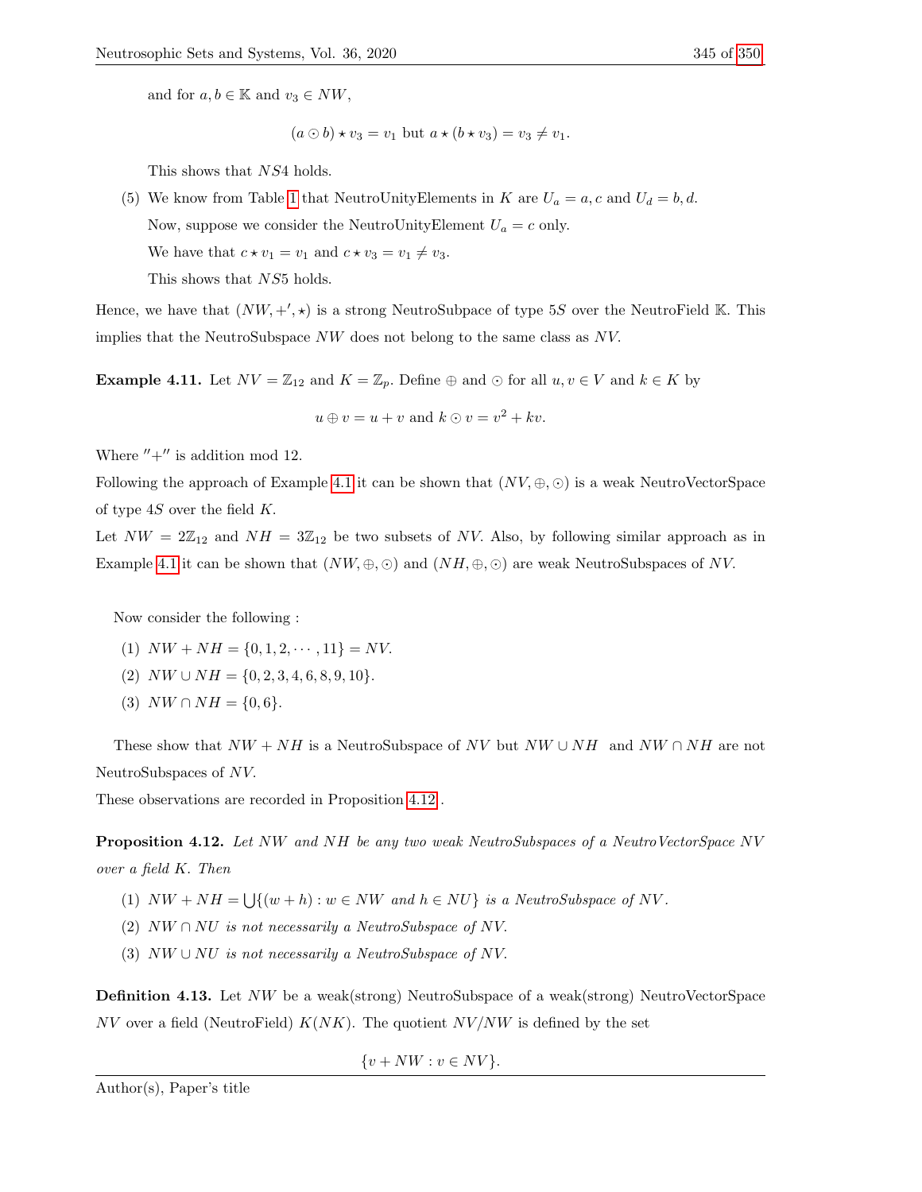and for $a, b \in \mathbb{K}$ and $v_3 \in NW$,

$$(a \odot b) \star v_3 = v_1 \text{ but } a \star (b \star v_3) = v_3 \neq v_1.$$

This shows that $NS4$ holds.

(5) We know from Table 1 that NeutroUnityElements in $K$ are $U_a = a, c$ and $U_d = b, d$.
Now, suppose we consider the NeutroUnityElement $U_a = c$ only.
We have that $c \star v_1 = v_1$ and $c \star v_3 = v_1 \neq v_3$.
This shows that $NS5$ holds.

Hence, we have that $(NW, +', \star)$ is a strong NeutroSubpace of type $5S$ over the NeutroField $\mathbb{K}$. This implies that the NeutroSubspace $NW$ does not belong to the same class as $NV$.

**Example 4.11.** Let $NV = \mathbb{Z}_{12}$ and $K = \mathbb{Z}_p$. Define $\oplus$ and $\odot$ for all $u, v \in V$ and $k \in K$ by

$$u \oplus v = u + v \text{ and } k \odot v = v^2 + kv.$$

Where $''+''$ is addition mod 12.
Following the approach of Example 4.1 it can be shown that $(NV, \oplus, \odot)$ is a weak NeutroVectorSpace of type $4S$ over the field $K$.
Let $NW = 2\mathbb{Z}_{12}$ and $NH = 3\mathbb{Z}_{12}$ be two subsets of $NV$. Also, by following similar approach as in Example 4.1 it can be shown that $(NW, \oplus, \odot)$ and $(NH, \oplus, \odot)$ are weak NeutroSubspaces of $NV$.

Now consider the following :

(1) $NW + NH = \{0, 1, 2, \cdots, 11\} = NV$.
(2) $NW \cup NH = \{0, 2, 3, 4, 6, 8, 9, 10\}$.
(3) $NW \cap NH = \{0, 6\}$.

These show that $NW + NH$ is a NeutroSubspace of $NV$ but $NW \cup NH$ and $NW \cap NH$ are not NeutroSubspaces of $NV$.
These observations are recorded in Proposition 4.12 .

**Proposition 4.12.** *Let $NW$ and $NH$ be any two weak NeutroSubspaces of a NeutroVectorSpace $NV$ over a field $K$. Then*

(1) *$NW + NH = \bigcup\{(w + h) : w \in NW$ and $h \in NU\}$ is a NeutroSubspace of $NV$.*
(2) *$NW \cap NU$ is not necessarily a NeutroSubspace of $NV$.*
(3) *$NW \cup NU$ is not necessarily a NeutroSubspace of $NV$.*

**Definition 4.13.** Let $NW$ be a weak(strong) NeutroSubspace of a weak(strong) NeutroVectorSpace $NV$ over a field (NeutroField) $K(NK)$. The quotient $NV/NW$ is defined by the set

$$\{v + NW : v \in NV\}.$$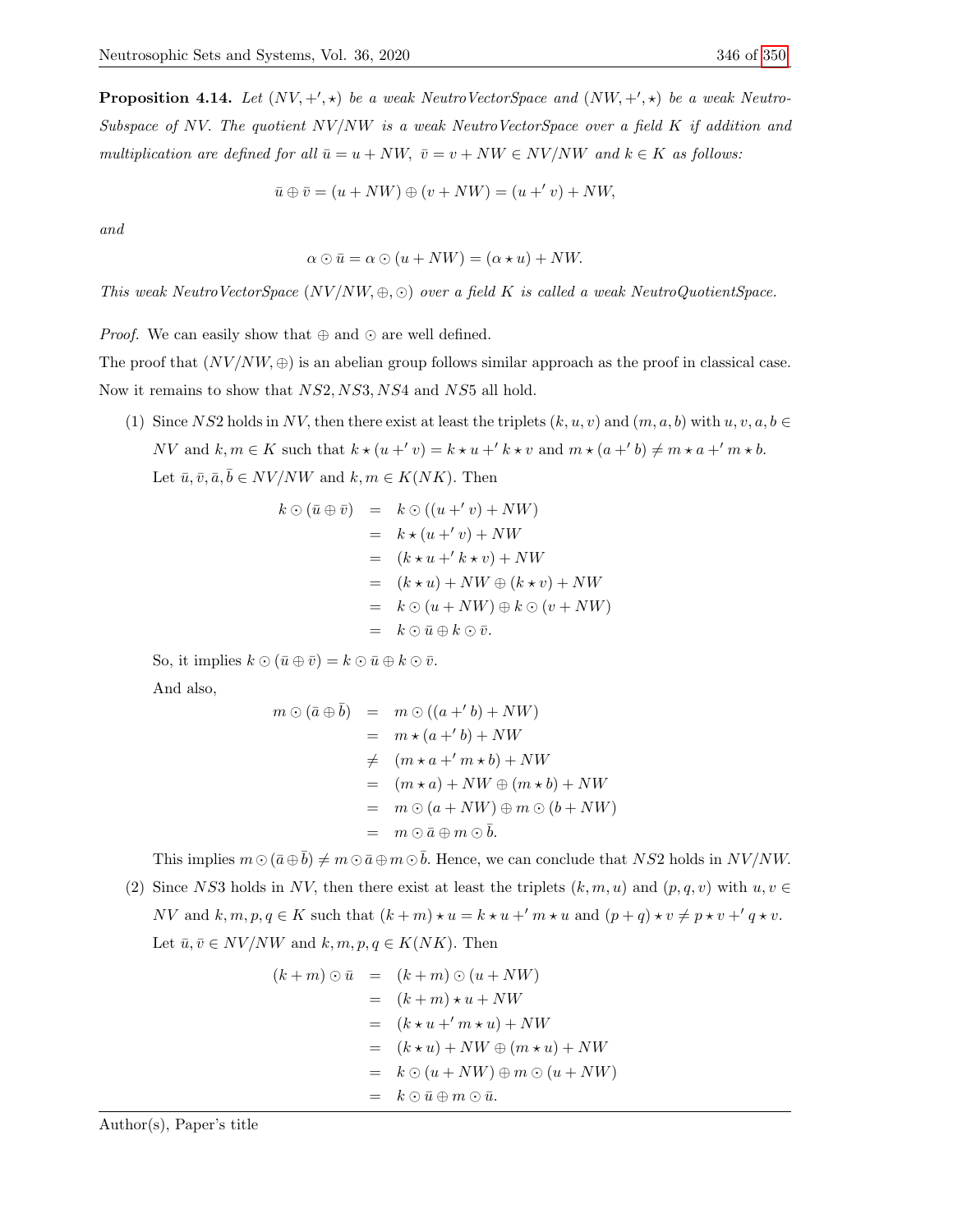**Proposition 4.14.** *Let* $(NV, +', \star)$ *be a weak NeutroVectorSpace and* $(NW, +', \star)$ *be a weak NeutroSubspace of* $NV$. *The quotient* $NV/NW$ *is a weak NeutroVectorSpace over a field* $K$ *if addition and multiplication are defined for all* $\bar{u} = u + NW$, $\bar{v} = v + NW \in NV/NW$ *and* $k \in K$ *as follows:*

$$\bar{u} \oplus \bar{v} = (u + NW) \oplus (v + NW) = (u +' v) + NW,$$

*and*

$$\alpha \odot \bar{u} = \alpha \odot (u + NW) = (\alpha \star u) + NW.$$

*This weak NeutroVectorSpace* $(NV/NW, \oplus, \odot)$ *over a field* $K$ *is called a weak NeutroQuotientSpace.*

*Proof.* We can easily show that $\oplus$ and $\odot$ are well defined.

The proof that $(NV/NW, \oplus)$ is an abelian group follows similar approach as the proof in classical case. Now it remains to show that $NS2, NS3, NS4$ and $NS5$ all hold.

(1) Since $NS2$ holds in $NV$, then there exist at least the triplets $(k, u, v)$ and $(m, a, b)$ with $u, v, a, b \in NV$ and $k, m \in K$ such that $k \star (u +' v) = k \star u +' k \star v$ and $m \star (a +' b) \neq m \star a +' m \star b$. Let $\bar{u}, \bar{v}, \bar{a}, \bar{b} \in NV/NW$ and $k, m \in K(NK)$. Then

$$\begin{aligned} k \odot (\bar{u} \oplus \bar{v}) &= k \odot ((u +' v) + NW) \\ &= k \star (u +' v) + NW \\ &= (k \star u +' k \star v) + NW \\ &= (k \star u) + NW \oplus (k \star v) + NW \\ &= k \odot (u + NW) \oplus k \odot (v + NW) \\ &= k \odot \bar{u} \oplus k \odot \bar{v}. \end{aligned}$$

So, it implies $k \odot (\bar{u} \oplus \bar{v}) = k \odot \bar{u} \oplus k \odot \bar{v}$.

And also,

$$\begin{aligned} m \odot (\bar{a} \oplus \bar{b}) &= m \odot ((a +' b) + NW) \\ &= m \star (a +' b) + NW \\ &\neq (m \star a +' m \star b) + NW \\ &= (m \star a) + NW \oplus (m \star b) + NW \\ &= m \odot (a + NW) \oplus m \odot (b + NW) \\ &= m \odot \bar{a} \oplus m \odot \bar{b}. \end{aligned}$$

This implies $m \odot (\bar{a} \oplus \bar{b}) \neq m \odot \bar{a} \oplus m \odot \bar{b}$. Hence, we can conclude that $NS2$ holds in $NV/NW$.

(2) Since $NS3$ holds in $NV$, then there exist at least the triplets $(k, m, u)$ and $(p, q, v)$ with $u, v \in NV$ and $k, m, p, q \in K$ such that $(k + m) \star u = k \star u +' m \star u$ and $(p + q) \star v \neq p \star v +' q \star v$. Let $\bar{u}, \bar{v} \in NV/NW$ and $k, m, p, q \in K(NK)$. Then

$$\begin{aligned} (k + m) \odot \bar{u} &= (k + m) \odot (u + NW) \\ &= (k + m) \star u + NW \\ &= (k \star u +' m \star u) + NW \\ &= (k \star u) + NW \oplus (m \star u) + NW \\ &= k \odot (u + NW) \oplus m \odot (u + NW) \\ &= k \odot \bar{u} \oplus m \odot \bar{u}. \end{aligned}$$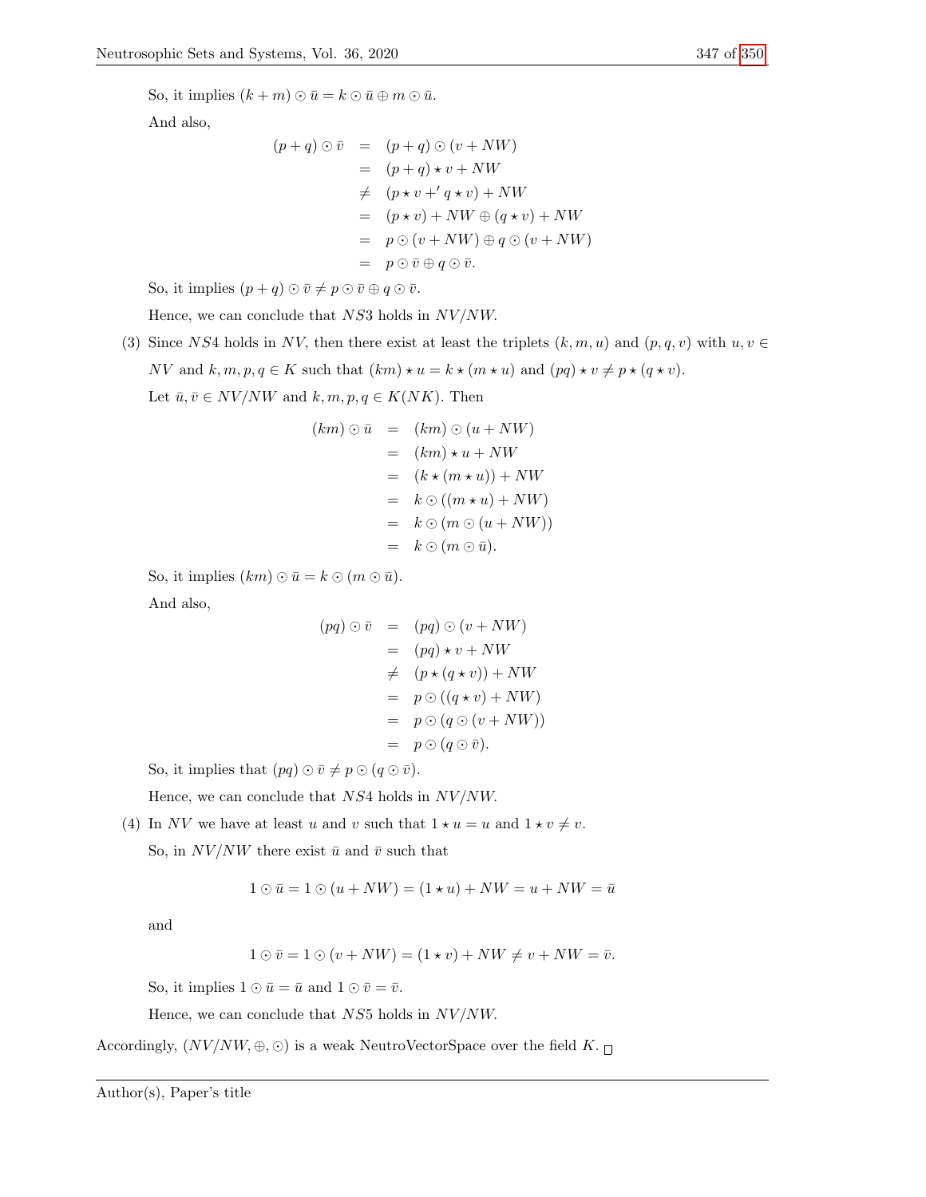So, it implies $(k+m) \odot \bar{u} = k \odot \bar{u} \oplus m \odot \bar{u}$.

And also,

$$
\begin{aligned}
(p+q) \odot \bar{v} &= (p+q) \odot (v + NW) \\
&= (p+q) \star v + NW \\
&\neq (p \star v +' q \star v) + NW \\
&= (p \star v) + NW \oplus (q \star v) + NW \\
&= p \odot (v + NW) \oplus q \odot (v + NW) \\
&= p \odot \bar{v} \oplus q \odot \bar{v}.
\end{aligned}
$$

So, it implies $(p+q) \odot \bar{v} \neq p \odot \bar{v} \oplus q \odot \bar{v}$.

Hence, we can conclude that $NS3$ holds in $NV/NW$.

(3) Since $NS4$ holds in $NV$, then there exist at least the triplets $(k, m, u)$ and $(p, q, v)$ with $u, v \in NV$ and $k, m, p, q \in K$ such that $(km) \star u = k \star (m \star u)$ and $(pq) \star v \neq p \star (q \star v)$.

Let $\bar{u}, \bar{v} \in NV/NW$ and $k, m, p, q \in K(NK)$. Then

$$
\begin{aligned}
(km) \odot \bar{u} &= (km) \odot (u + NW) \\
&= (km) \star u + NW \\
&= (k \star (m \star u)) + NW \\
&= k \odot ((m \star u) + NW) \\
&= k \odot (m \odot (u + NW)) \\
&= k \odot (m \odot \bar{u}).
\end{aligned}
$$

So, it implies $(km) \odot \bar{u} = k \odot (m \odot \bar{u})$.

And also,

$$
\begin{aligned}
(pq) \odot \bar{v} &= (pq) \odot (v + NW) \\
&= (pq) \star v + NW \\
&\neq (p \star (q \star v)) + NW \\
&= p \odot ((q \star v) + NW) \\
&= p \odot (q \odot (v + NW)) \\
&= p \odot (q \odot \bar{v}).
\end{aligned}
$$

So, it implies that $(pq) \odot \bar{v} \neq p \odot (q \odot \bar{v})$.

Hence, we can conclude that $NS4$ holds in $NV/NW$.

(4) In $NV$ we have at least $u$ and $v$ such that $1 \star u = u$ and $1 \star v \neq v$.

So, in $NV/NW$ there exist $\bar{u}$ and $\bar{v}$ such that

$$1 \odot \bar{u} = 1 \odot (u + NW) = (1 \star u) + NW = u + NW = \bar{u}$$

and

$$1 \odot \bar{v} = 1 \odot (v + NW) = (1 \star v) + NW \neq v + NW = \bar{v}.$$

So, it implies $1 \odot \bar{u} = \bar{u}$ and $1 \odot \bar{v} = \bar{v}$.

Hence, we can conclude that $NS5$ holds in $NV/NW$.

Accordingly, $(NV/NW, \oplus, \odot)$ is a weak NeutroVectorSpace over the field $K$. □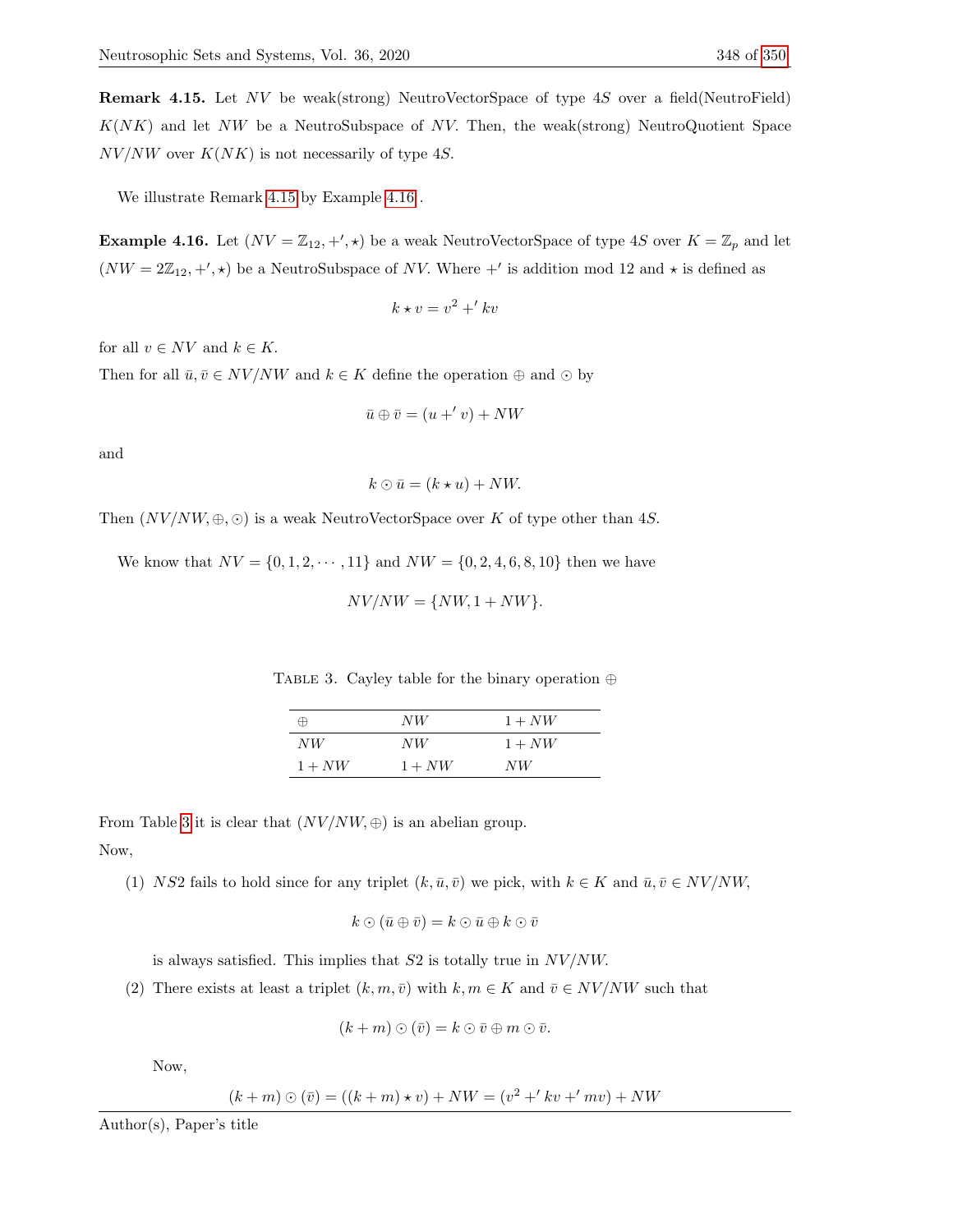**Remark 4.15.** Let $NV$ be weak(strong) NeutroVectorSpace of type $4S$ over a field(NeutroField) $K(NK)$ and let $NW$ be a NeutroSubspace of $NV$. Then, the weak(strong) NeutroQuotient Space $NV/NW$ over $K(NK)$ is not necessarily of type $4S$.

We illustrate Remark 4.15 by Example 4.16.

**Example 4.16.** Let $(NV = \mathbb{Z}_{12}, +', \star)$ be a weak NeutroVectorSpace of type $4S$ over $K = \mathbb{Z}_p$ and let $(NW = 2\mathbb{Z}_{12}, +', \star)$ be a NeutroSubspace of $NV$. Where $+'$ is addition mod 12 and $\star$ is defined as

$$k \star v = v^2 +' kv$$

for all $v \in NV$ and $k \in K$.

Then for all $\bar{u}, \bar{v} \in NV/NW$ and $k \in K$ define the operation $\oplus$ and $\odot$ by

$$\bar{u} \oplus \bar{v} = (u +' v) + NW$$

and

$$k \odot \bar{u} = (k \star u) + NW.$$

Then $(NV/NW, \oplus, \odot)$ is a weak NeutroVectorSpace over $K$ of type other than $4S$.

We know that $NV = \{0, 1, 2, \cdots, 11\}$ and $NW = \{0, 2, 4, 6, 8, 10\}$ then we have

$$NV/NW = \{NW, 1 + NW\}.$$

Table 3. Cayley table for the binary operation $\oplus$

| $\oplus$ | $NW$ | $1 + NW$ |
|---|---|---|
| $NW$ | $NW$ | $1 + NW$ |
| $1 + NW$ | $1 + NW$ | $NW$ |

From Table 3 it is clear that $(NV/NW, \oplus)$ is an abelian group.

Now,

(1) $NS2$ fails to hold since for any triplet $(k, \bar{u}, \bar{v})$ we pick, with $k \in K$ and $\bar{u}, \bar{v} \in NV/NW$,

$$k \odot (\bar{u} \oplus \bar{v}) = k \odot \bar{u} \oplus k \odot \bar{v}$$

is always satisfied. This implies that $S2$ is totally true in $NV/NW$.

(2) There exists at least a triplet $(k, m, \bar{v})$ with $k, m \in K$ and $\bar{v} \in NV/NW$ such that

$$(k + m) \odot (\bar{v}) = k \odot \bar{v} \oplus m \odot \bar{v}.$$

Now,

$$(k + m) \odot (\bar{v}) = ((k + m) \star v) + NW = (v^2 +' kv +' mv) + NW$$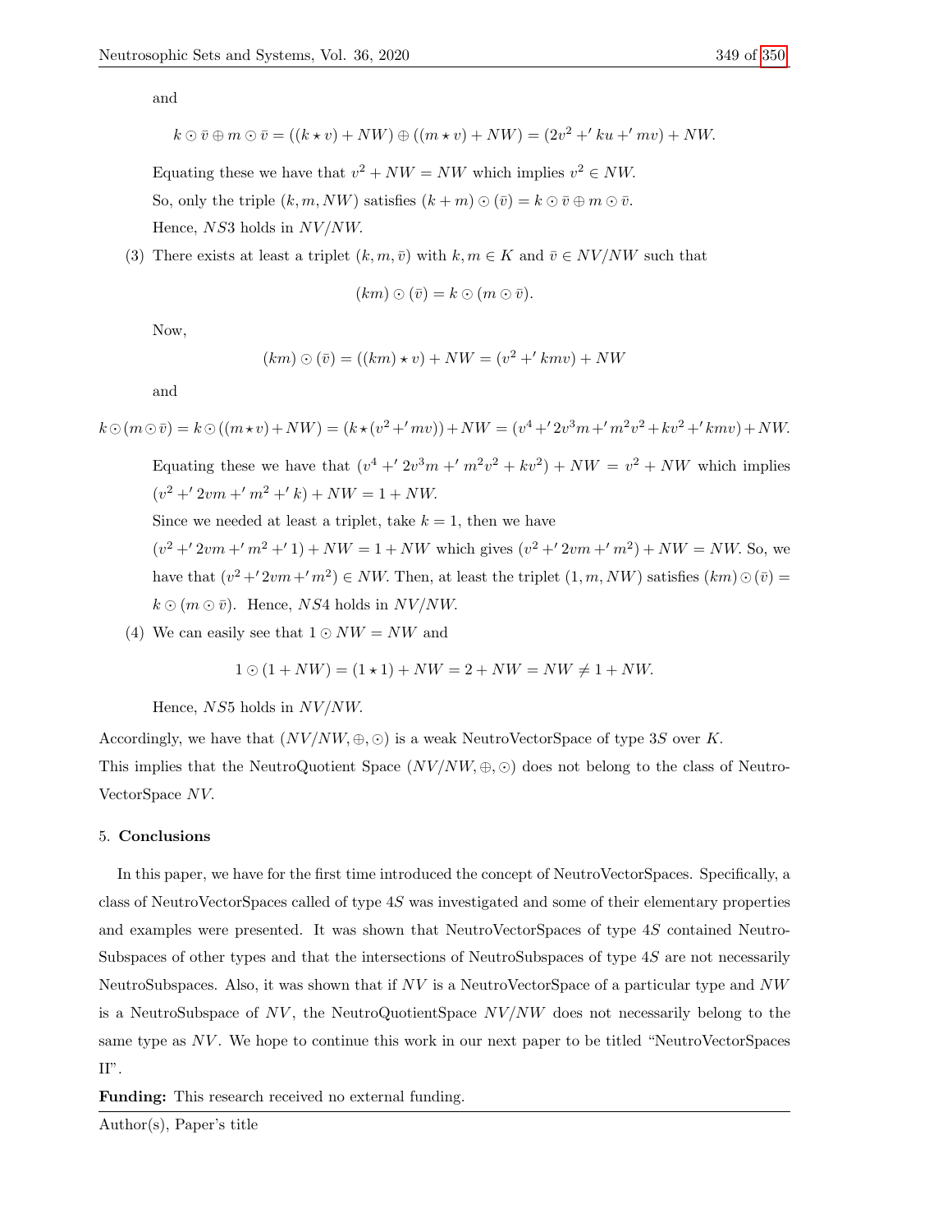and

$$k \odot \bar{v} \oplus m \odot \bar{v} = ((k \star v) + NW) \oplus ((m \star v) + NW) = (2v^2 +' ku +' mv) + NW.$$

Equating these we have that $v^2 + NW = NW$ which implies $v^2 \in NW$.

So, only the triple $(k, m, NW)$ satisfies $(k + m) \odot (\bar{v}) = k \odot \bar{v} \oplus m \odot \bar{v}$.

Hence, $NS3$ holds in $NV/NW$.

(3) There exists at least a triplet $(k, m, \bar{v})$ with $k, m \in K$ and $\bar{v} \in NV/NW$ such that

$$(km) \odot (\bar{v}) = k \odot (m \odot \bar{v}).$$

Now,

$$(km) \odot (\bar{v}) = ((km) \star v) + NW = (v^2 +' kmv) + NW$$

and

$$k \odot (m \odot \bar{v}) = k \odot ((m \star v) + NW) = (k \star (v^2 +' mv)) + NW = (v^4 +' 2v^3 m +' m^2 v^2 + kv^2 +' kmv) + NW.$$

Equating these we have that $(v^4 +' 2v^3 m +' m^2 v^2 + kv^2) + NW = v^2 + NW$ which implies $(v^2 +' 2vm +' m^2 +' k) + NW = 1 + NW$.

Since we needed at least a triplet, take $k = 1$, then we have

$(v^2 +' 2vm +' m^2 +' 1) + NW = 1 + NW$ which gives $(v^2 +' 2vm +' m^2) + NW = NW$. So, we have that $(v^2 +' 2vm +' m^2) \in NW$. Then, at least the triplet $(1, m, NW)$ satisfies $(km) \odot (\bar{v}) = k \odot (m \odot \bar{v})$. Hence, $NS4$ holds in $NV/NW$.

(4) We can easily see that $1 \odot NW = NW$ and

$$1 \odot (1 + NW) = (1 \star 1) + NW = 2 + NW = NW \neq 1 + NW.$$

Hence, $NS5$ holds in $NV/NW$.

Accordingly, we have that $(NV/NW, \oplus, \odot)$ is a weak NeutroVectorSpace of type $3S$ over $K$.

This implies that the NeutroQuotient Space $(NV/NW, \oplus, \odot)$ does not belong to the class of NeutroVectorSpace $NV$.

## 5. Conclusions

In this paper, we have for the first time introduced the concept of NeutroVectorSpaces. Specifically, a class of NeutroVectorSpaces called of type $4S$ was investigated and some of their elementary properties and examples were presented. It was shown that NeutroVectorSpaces of type $4S$ contained NeutroSubspaces of other types and that the intersections of NeutroSubspaces of type $4S$ are not necessarily NeutroSubspaces. Also, it was shown that if $NV$ is a NeutroVectorSpace of a particular type and $NW$ is a NeutroSubspace of $NV$, the NeutroQuotientSpace $NV/NW$ does not necessarily belong to the same type as $NV$. We hope to continue this work in our next paper to be titled "NeutroVectorSpaces II".

**Funding:** This research received no external funding.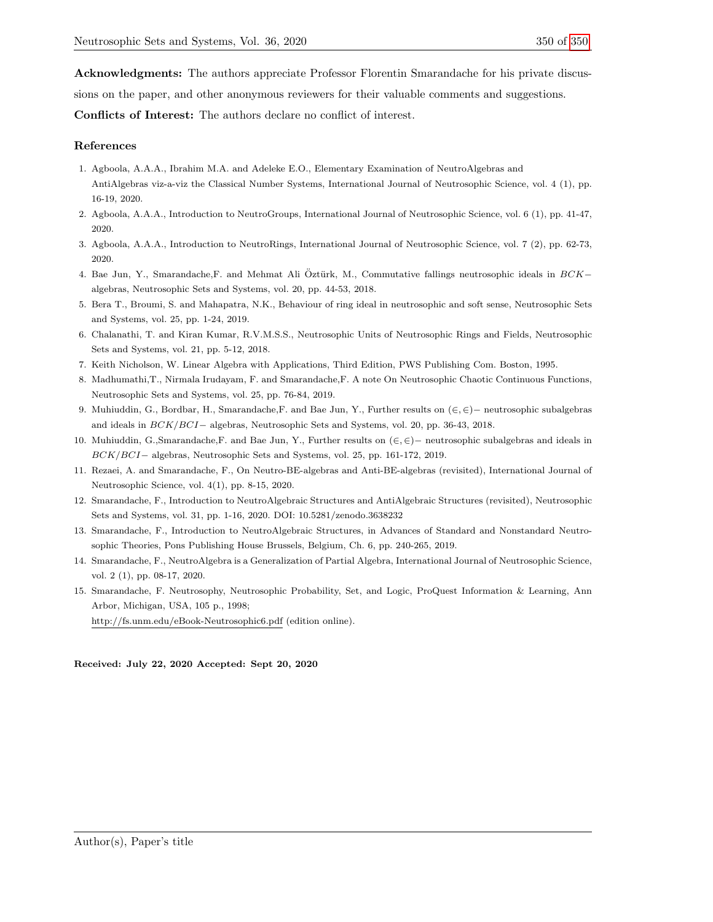**Acknowledgments:** The authors appreciate Professor Florentin Smarandache for his private discussions on the paper, and other anonymous reviewers for their valuable comments and suggestions.

**Conflicts of Interest:** The authors declare no conflict of interest.

## References

1. Agboola, A.A.A., Ibrahim M.A. and Adeleke E.O., Elementary Examination of NeutroAlgebras and AntiAlgebras viz-a-viz the Classical Number Systems, International Journal of Neutrosophic Science, vol. 4 (1), pp. 16-19, 2020.
2. Agboola, A.A.A., Introduction to NeutroGroups, International Journal of Neutrosophic Science, vol. 6 (1), pp. 41-47, 2020.
3. Agboola, A.A.A., Introduction to NeutroRings, International Journal of Neutrosophic Science, vol. 7 (2), pp. 62-73, 2020.
4. Bae Jun, Y., Smarandache,F. and Mehmat Ali Öztürk, M., Commutative fallings neutrosophic ideals in $BCK-$ algebras, Neutrosophic Sets and Systems, vol. 20, pp. 44-53, 2018.
5. Bera T., Broumi, S. and Mahapatra, N.K., Behaviour of ring ideal in neutrosophic and soft sense, Neutrosophic Sets and Systems, vol. 25, pp. 1-24, 2019.
6. Chalanathi, T. and Kiran Kumar, R.V.M.S.S., Neutrosophic Units of Neutrosophic Rings and Fields, Neutrosophic Sets and Systems, vol. 21, pp. 5-12, 2018.
7. Keith Nicholson, W. Linear Algebra with Applications, Third Edition, PWS Publishing Com. Boston, 1995.
8. Madhumathi,T., Nirmala Irudayam, F. and Smarandache,F. A note On Neutrosophic Chaotic Continuous Functions, Neutrosophic Sets and Systems, vol. 25, pp. 76-84, 2019.
9. Muhiuddin, G., Bordbar, H., Smarandache,F. and Bae Jun, Y., Further results on $(\in, \in)-$ neutrosophic subalgebras and ideals in $BCK/BCI-$ algebras, Neutrosophic Sets and Systems, vol. 20, pp. 36-43, 2018.
10. Muhiuddin, G.,Smarandache,F. and Bae Jun, Y., Further results on $(\in, \in)-$ neutrosophic subalgebras and ideals in $BCK/BCI-$ algebras, Neutrosophic Sets and Systems, vol. 25, pp. 161-172, 2019.
11. Rezaei, A. and Smarandache, F., On Neutro-BE-algebras and Anti-BE-algebras (revisited), International Journal of Neutrosophic Science, vol. 4(1), pp. 8-15, 2020.
12. Smarandache, F., Introduction to NeutroAlgebraic Structures and AntiAlgebraic Structures (revisited), Neutrosophic Sets and Systems, vol. 31, pp. 1-16, 2020. DOI: 10.5281/zenodo.3638232
13. Smarandache, F., Introduction to NeutroAlgebraic Structures, in Advances of Standard and Nonstandard Neutrosophic Theories, Pons Publishing House Brussels, Belgium, Ch. 6, pp. 240-265, 2019.
14. Smarandache, F., NeutroAlgebra is a Generalization of Partial Algebra, International Journal of Neutrosophic Science, vol. 2 (1), pp. 08-17, 2020.
15. Smarandache, F. Neutrosophy, Neutrosophic Probability, Set, and Logic, ProQuest Information & Learning, Ann Arbor, Michigan, USA, 105 p., 1998; http://fs.unm.edu/eBook-Neutrosophic6.pdf (edition online).

**Received: July 22, 2020 Accepted: Sept 20, 2020**